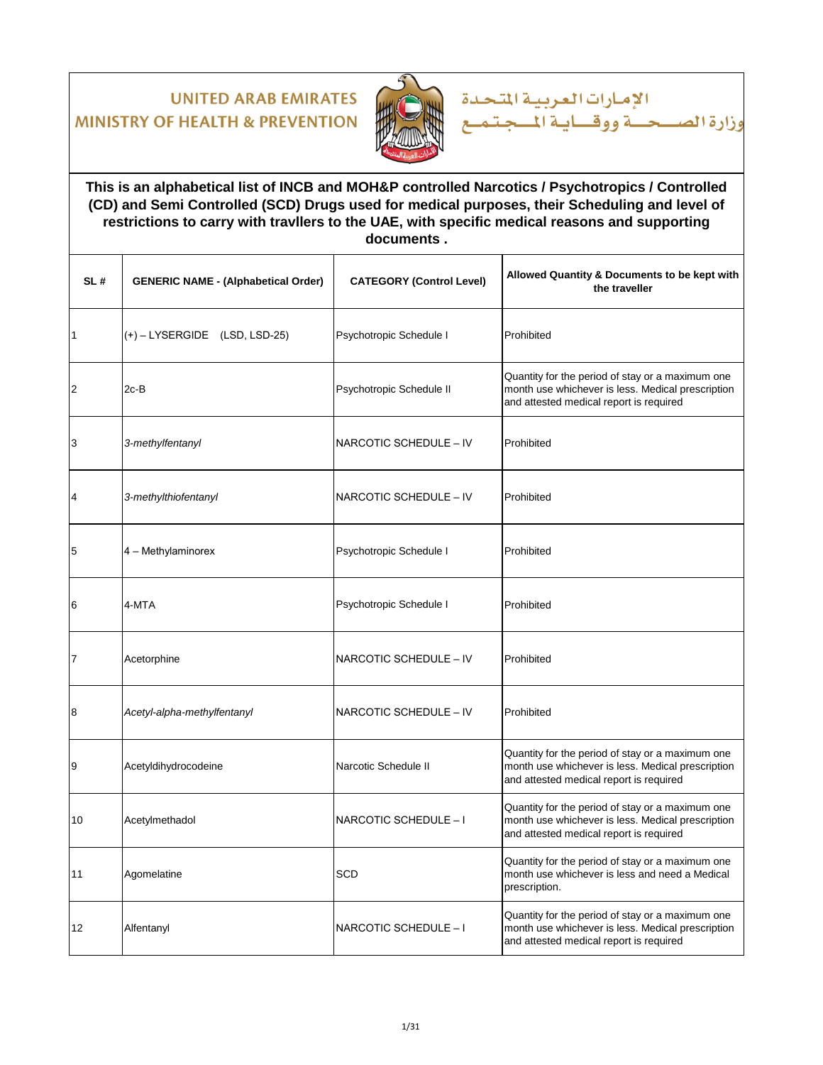UNITED ARAB EMIRATES
MINISTRY OF HEALTH & PREVENTION

الإمارات العربية المتحدة
وزارة الصحة ووقاية المجتمع

**This is an alphabetical list of INCB and MOH&P controlled Narcotics / Psychotropics / Controlled (CD) and Semi Controlled (SCD) Drugs used for medical purposes, their Scheduling and level of restrictions to carry with travllers to the UAE, with specific medical reasons and supporting documents .**

| SL # | GENERIC NAME - (Alphabetical Order) | CATEGORY (Control Level) | Allowed Quantity & Documents to be kept with the traveller |
|---|---|---|---|
| 1 | (+) – LYSERGIDE (LSD, LSD-25) | Psychotropic Schedule I | Prohibited |
| 2 | 2c-B | Psychotropic Schedule II | Quantity for the period of stay or a maximum one month use whichever is less. Medical prescription and attested medical report is required |
| 3 | *3-methylfentanyl* | NARCOTIC SCHEDULE – IV | Prohibited |
| 4 | *3-methylthiofentanyl* | NARCOTIC SCHEDULE – IV | Prohibited |
| 5 | 4 – Methylaminorex | Psychotropic Schedule I | Prohibited |
| 6 | 4-MTA | Psychotropic Schedule I | Prohibited |
| 7 | Acetorphine | NARCOTIC SCHEDULE – IV | Prohibited |
| 8 | *Acetyl-alpha-methylfentanyl* | NARCOTIC SCHEDULE – IV | Prohibited |
| 9 | Acetyldihydrocodeine | Narcotic Schedule II | Quantity for the period of stay or a maximum one month use whichever is less. Medical prescription and attested medical report is required |
| 10 | Acetylmethadol | NARCOTIC SCHEDULE – I | Quantity for the period of stay or a maximum one month use whichever is less. Medical prescription and attested medical report is required |
| 11 | Agomelatine | SCD | Quantity for the period of stay or a maximum one month use whichever is less and need a Medical prescription. |
| 12 | Alfentanyl | NARCOTIC SCHEDULE – I | Quantity for the period of stay or a maximum one month use whichever is less. Medical prescription and attested medical report is required |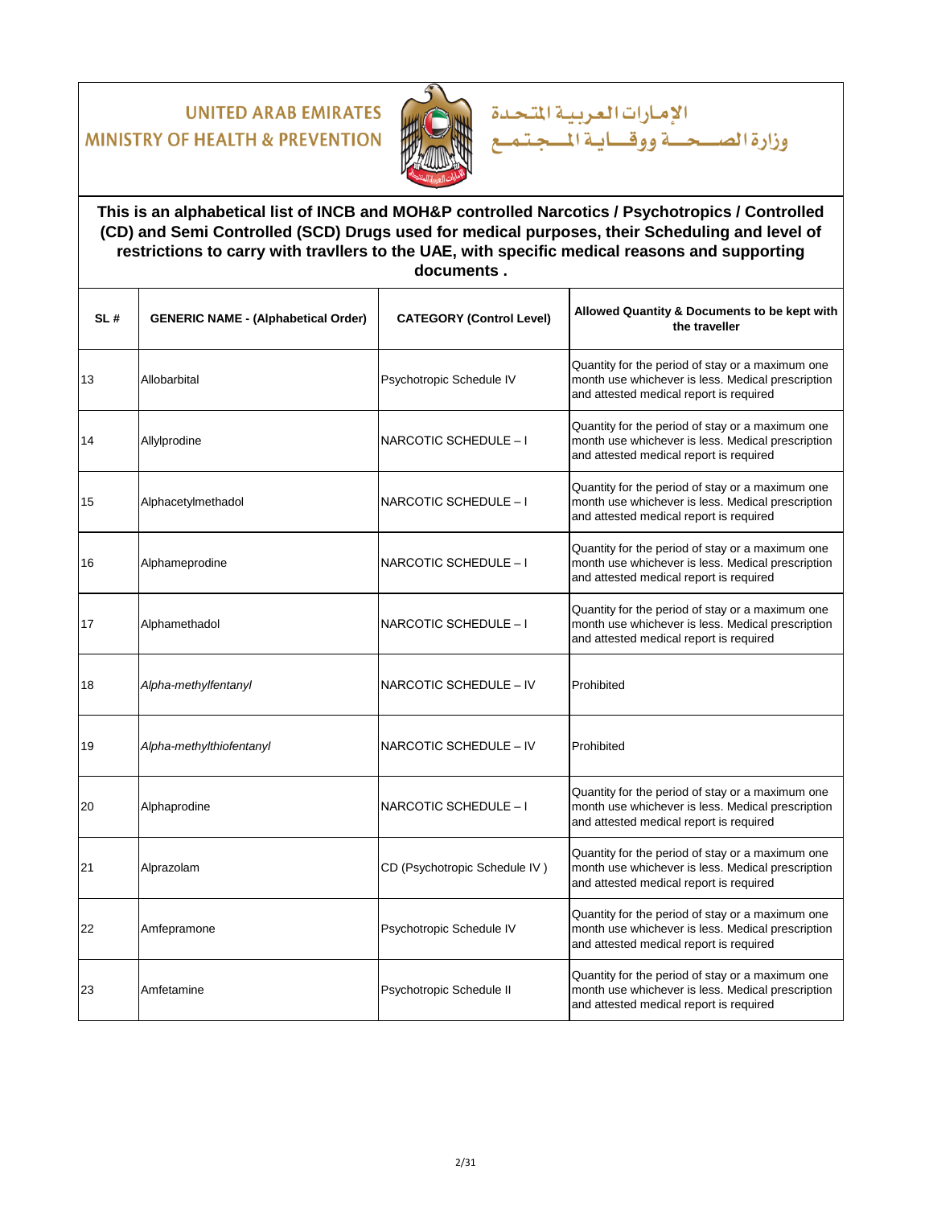UNITED ARAB EMIRATES
MINISTRY OF HEALTH & PREVENTION

الإمارات العربية المتحدة
وزارة الصحة ووقاية المجتمع

**This is an alphabetical list of INCB and MOH&P controlled Narcotics / Psychotropics / Controlled (CD) and Semi Controlled (SCD) Drugs used for medical purposes, their Scheduling and level of restrictions to carry with travllers to the UAE, with specific medical reasons and supporting documents .**

| SL # | GENERIC NAME - (Alphabetical Order) | CATEGORY (Control Level) | Allowed Quantity & Documents to be kept with the traveller |
|---|---|---|---|
| 13 | Allobarbital | Psychotropic Schedule IV | Quantity for the period of stay or a maximum one month use whichever is less. Medical prescription and attested medical report is required |
| 14 | Allylprodine | NARCOTIC SCHEDULE – I | Quantity for the period of stay or a maximum one month use whichever is less. Medical prescription and attested medical report is required |
| 15 | Alphacetylmethadol | NARCOTIC SCHEDULE – I | Quantity for the period of stay or a maximum one month use whichever is less. Medical prescription and attested medical report is required |
| 16 | Alphameprodine | NARCOTIC SCHEDULE – I | Quantity for the period of stay or a maximum one month use whichever is less. Medical prescription and attested medical report is required |
| 17 | Alphamethadol | NARCOTIC SCHEDULE – I | Quantity for the period of stay or a maximum one month use whichever is less. Medical prescription and attested medical report is required |
| 18 | *Alpha-methylfentanyl* | NARCOTIC SCHEDULE – IV | Prohibited |
| 19 | *Alpha-methylthiofentanyl* | NARCOTIC SCHEDULE – IV | Prohibited |
| 20 | Alphaprodine | NARCOTIC SCHEDULE – I | Quantity for the period of stay or a maximum one month use whichever is less. Medical prescription and attested medical report is required |
| 21 | Alprazolam | CD (Psychotropic Schedule IV ) | Quantity for the period of stay or a maximum one month use whichever is less. Medical prescription and attested medical report is required |
| 22 | Amfepramone | Psychotropic Schedule IV | Quantity for the period of stay or a maximum one month use whichever is less. Medical prescription and attested medical report is required |
| 23 | Amfetamine | Psychotropic Schedule II | Quantity for the period of stay or a maximum one month use whichever is less. Medical prescription and attested medical report is required |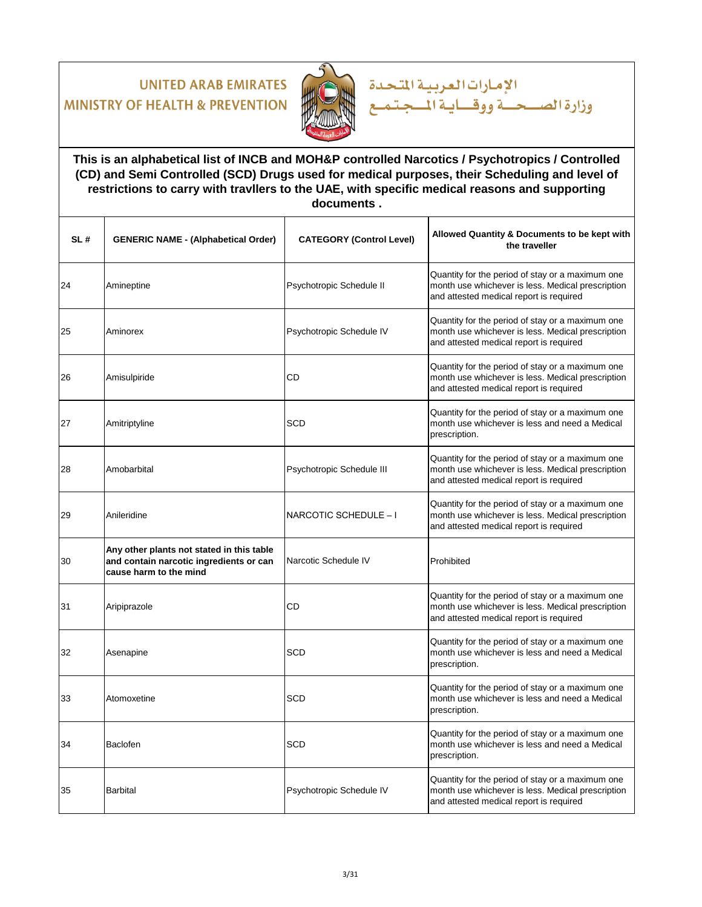UNITED ARAB EMIRATES
MINISTRY OF HEALTH & PREVENTION

الإمارات العربية المتحدة
وزارة الصحة ووقاية المجتمع

**This is an alphabetical list of INCB and MOH&P controlled Narcotics / Psychotropics / Controlled (CD) and Semi Controlled (SCD) Drugs used for medical purposes, their Scheduling and level of restrictions to carry with travllers to the UAE, with specific medical reasons and supporting documents .**

| SL # | GENERIC NAME - (Alphabetical Order) | CATEGORY (Control Level) | Allowed Quantity & Documents to be kept with the traveller |
|---|---|---|---|
| 24 | Amineptine | Psychotropic Schedule II | Quantity for the period of stay or a maximum one month use whichever is less. Medical prescription and attested medical report is required |
| 25 | Aminorex | Psychotropic Schedule IV | Quantity for the period of stay or a maximum one month use whichever is less. Medical prescription and attested medical report is required |
| 26 | Amisulpiride | CD | Quantity for the period of stay or a maximum one month use whichever is less. Medical prescription and attested medical report is required |
| 27 | Amitriptyline | SCD | Quantity for the period of stay or a maximum one month use whichever is less and need a Medical prescription. |
| 28 | Amobarbital | Psychotropic Schedule III | Quantity for the period of stay or a maximum one month use whichever is less. Medical prescription and attested medical report is required |
| 29 | Anileridine | NARCOTIC SCHEDULE – I | Quantity for the period of stay or a maximum one month use whichever is less. Medical prescription and attested medical report is required |
| 30 | **Any other plants not stated in this table and contain narcotic ingredients or can cause harm to the mind** | Narcotic Schedule IV | Prohibited |
| 31 | Aripiprazole | CD | Quantity for the period of stay or a maximum one month use whichever is less. Medical prescription and attested medical report is required |
| 32 | Asenapine | SCD | Quantity for the period of stay or a maximum one month use whichever is less and need a Medical prescription. |
| 33 | Atomoxetine | SCD | Quantity for the period of stay or a maximum one month use whichever is less and need a Medical prescription. |
| 34 | Baclofen | SCD | Quantity for the period of stay or a maximum one month use whichever is less and need a Medical prescription. |
| 35 | Barbital | Psychotropic Schedule IV | Quantity for the period of stay or a maximum one month use whichever is less. Medical prescription and attested medical report is required |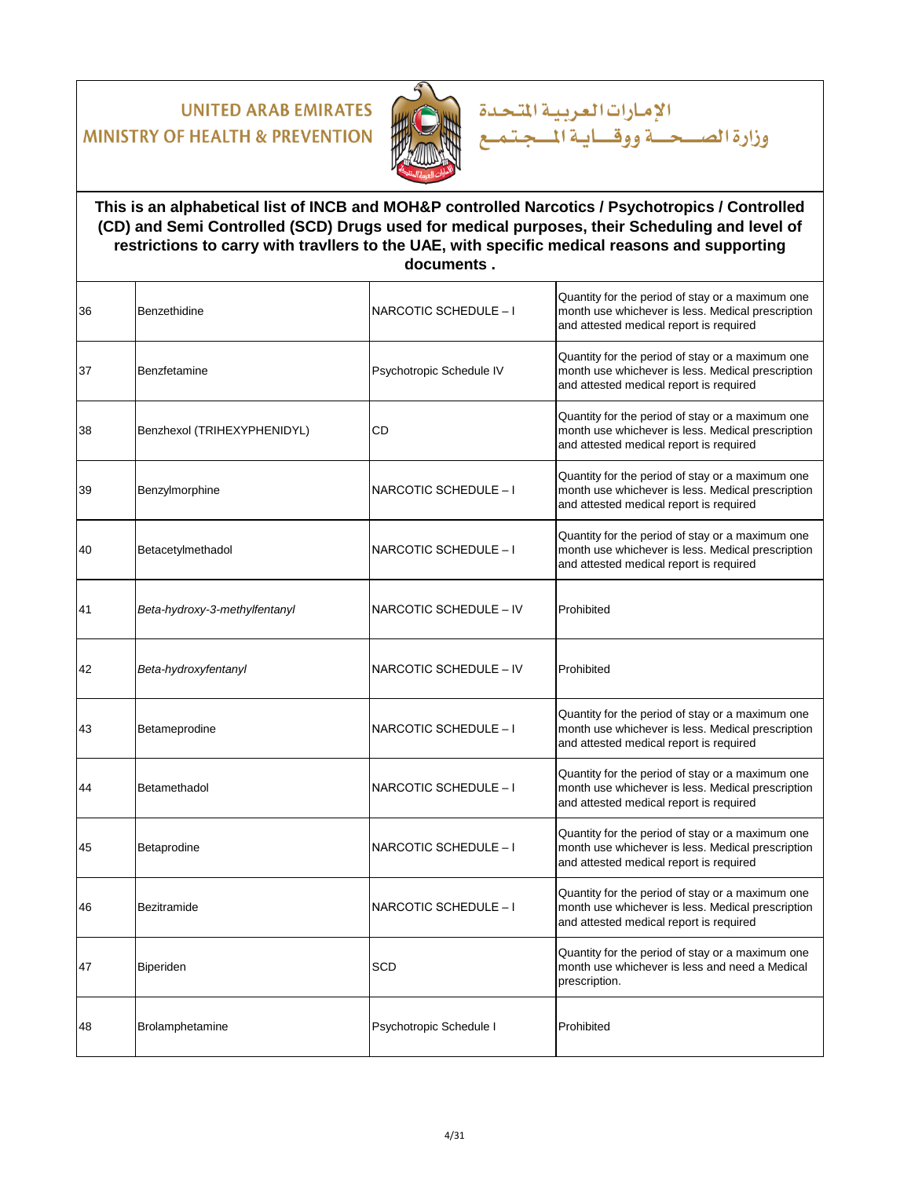UNITED ARAB EMIRATES
MINISTRY OF HEALTH & PREVENTION

الإمارات العربية المتحدة
وزارة الصحة ووقاية المجتمع

**This is an alphabetical list of INCB and MOH&P controlled Narcotics / Psychotropics / Controlled (CD) and Semi Controlled (SCD) Drugs used for medical purposes, their Scheduling and level of restrictions to carry with travllers to the UAE, with specific medical reasons and supporting documents .**

| | | | |
|---|---|---|---|
| 36 | Benzethidine | NARCOTIC SCHEDULE – I | Quantity for the period of stay or a maximum one month use whichever is less. Medical prescription and attested medical report is required |
| 37 | Benzfetamine | Psychotropic Schedule IV | Quantity for the period of stay or a maximum one month use whichever is less. Medical prescription and attested medical report is required |
| 38 | Benzhexol (TRIHEXYPHENIDYL) | CD | Quantity for the period of stay or a maximum one month use whichever is less. Medical prescription and attested medical report is required |
| 39 | Benzylmorphine | NARCOTIC SCHEDULE – I | Quantity for the period of stay or a maximum one month use whichever is less. Medical prescription and attested medical report is required |
| 40 | Betacetylmethadol | NARCOTIC SCHEDULE – I | Quantity for the period of stay or a maximum one month use whichever is less. Medical prescription and attested medical report is required |
| 41 | *Beta-hydroxy-3-methylfentanyl* | NARCOTIC SCHEDULE – IV | Prohibited |
| 42 | *Beta-hydroxyfentanyl* | NARCOTIC SCHEDULE – IV | Prohibited |
| 43 | Betameprodine | NARCOTIC SCHEDULE – I | Quantity for the period of stay or a maximum one month use whichever is less. Medical prescription and attested medical report is required |
| 44 | Betamethadol | NARCOTIC SCHEDULE – I | Quantity for the period of stay or a maximum one month use whichever is less. Medical prescription and attested medical report is required |
| 45 | Betaprodine | NARCOTIC SCHEDULE – I | Quantity for the period of stay or a maximum one month use whichever is less. Medical prescription and attested medical report is required |
| 46 | Bezitramide | NARCOTIC SCHEDULE – I | Quantity for the period of stay or a maximum one month use whichever is less. Medical prescription and attested medical report is required |
| 47 | Biperiden | SCD | Quantity for the period of stay or a maximum one month use whichever is less and need a Medical prescription. |
| 48 | Brolamphetamine | Psychotropic Schedule I | Prohibited |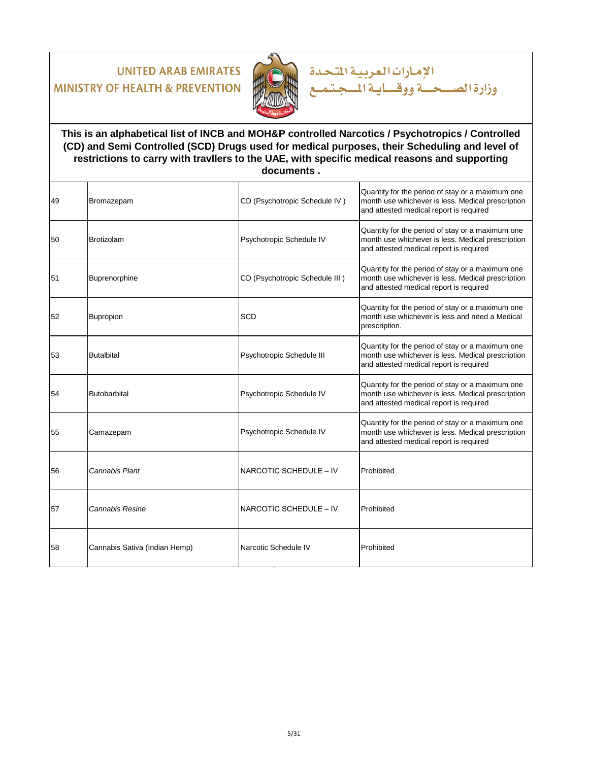UNITED ARAB EMIRATES
MINISTRY OF HEALTH & PREVENTION

الإمارات العربية المتحدة
وزارة الصحة ووقاية المجتمع

**This is an alphabetical list of INCB and MOH&P controlled Narcotics / Psychotropics / Controlled (CD) and Semi Controlled (SCD) Drugs used for medical purposes, their Scheduling and level of restrictions to carry with travllers to the UAE, with specific medical reasons and supporting documents .**

| | | | |
|---|---|---|---|
| 49 | Bromazepam | CD (Psychotropic Schedule IV ) | Quantity for the period of stay or a maximum one month use whichever is less. Medical prescription and attested medical report is required |
| 50 | Brotizolam | Psychotropic Schedule IV | Quantity for the period of stay or a maximum one month use whichever is less. Medical prescription and attested medical report is required |
| 51 | Buprenorphine | CD (Psychotropic Schedule III ) | Quantity for the period of stay or a maximum one month use whichever is less. Medical prescription and attested medical report is required |
| 52 | Bupropion | SCD | Quantity for the period of stay or a maximum one month use whichever is less and need a Medical prescription. |
| 53 | Butalbital | Psychotropic Schedule III | Quantity for the period of stay or a maximum one month use whichever is less. Medical prescription and attested medical report is required |
| 54 | Butobarbital | Psychotropic Schedule IV | Quantity for the period of stay or a maximum one month use whichever is less. Medical prescription and attested medical report is required |
| 55 | Camazepam | Psychotropic Schedule IV | Quantity for the period of stay or a maximum one month use whichever is less. Medical prescription and attested medical report is required |
| 56 | *Cannabis Plant* | NARCOTIC SCHEDULE – IV | Prohibited |
| 57 | *Cannabis Resine* | NARCOTIC SCHEDULE – IV | Prohibited |
| 58 | Cannabis Sativa (Indian Hemp) | Narcotic Schedule IV | Prohibited |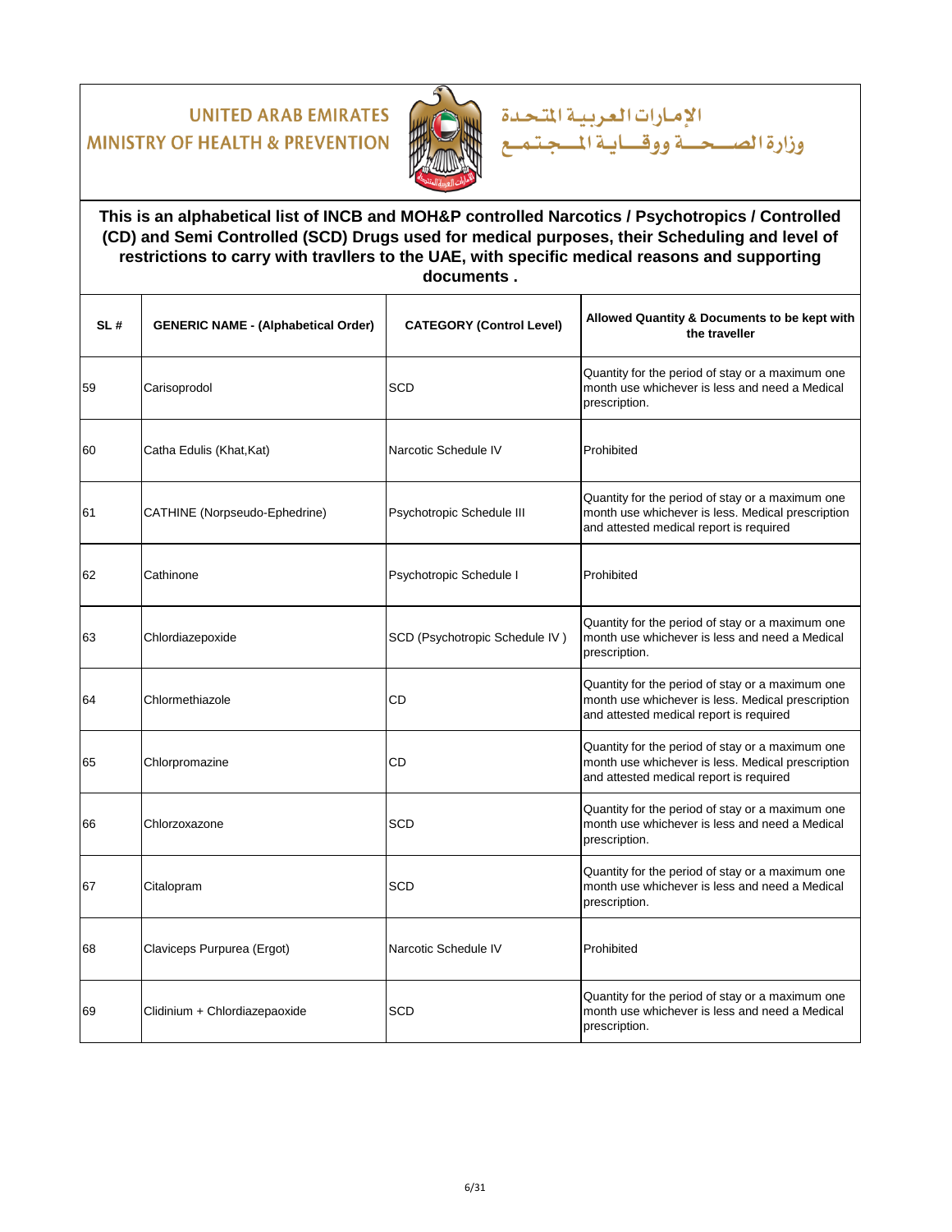UNITED ARAB EMIRATES
MINISTRY OF HEALTH & PREVENTION

الإمـارات العـربيـة المتـحـدة
وزارة الصـــحـــة ووقـــايـة المـــجـتـمـع

**This is an alphabetical list of INCB and MOH&P controlled Narcotics / Psychotropics / Controlled (CD) and Semi Controlled (SCD) Drugs used for medical purposes, their Scheduling and level of restrictions to carry with travllers to the UAE, with specific medical reasons and supporting documents .**

| SL # | GENERIC NAME - (Alphabetical Order) | CATEGORY (Control Level) | Allowed Quantity & Documents to be kept with the traveller |
|---|---|---|---|
| 59 | Carisoprodol | SCD | Quantity for the period of stay or a maximum one month use whichever is less and need a Medical prescription. |
| 60 | Catha Edulis (Khat,Kat) | Narcotic Schedule IV | Prohibited |
| 61 | CATHINE (Norpseudo-Ephedrine) | Psychotropic Schedule III | Quantity for the period of stay or a maximum one month use whichever is less. Medical prescription and attested medical report is required |
| 62 | Cathinone | Psychotropic Schedule I | Prohibited |
| 63 | Chlordiazepoxide | SCD (Psychotropic Schedule IV ) | Quantity for the period of stay or a maximum one month use whichever is less and need a Medical prescription. |
| 64 | Chlormethiazole | CD | Quantity for the period of stay or a maximum one month use whichever is less. Medical prescription and attested medical report is required |
| 65 | Chlorpromazine | CD | Quantity for the period of stay or a maximum one month use whichever is less. Medical prescription and attested medical report is required |
| 66 | Chlorzoxazone | SCD | Quantity for the period of stay or a maximum one month use whichever is less and need a Medical prescription. |
| 67 | Citalopram | SCD | Quantity for the period of stay or a maximum one month use whichever is less and need a Medical prescription. |
| 68 | Claviceps Purpurea (Ergot) | Narcotic Schedule IV | Prohibited |
| 69 | Clidinium + Chlordiazepaoxide | SCD | Quantity for the period of stay or a maximum one month use whichever is less and need a Medical prescription. |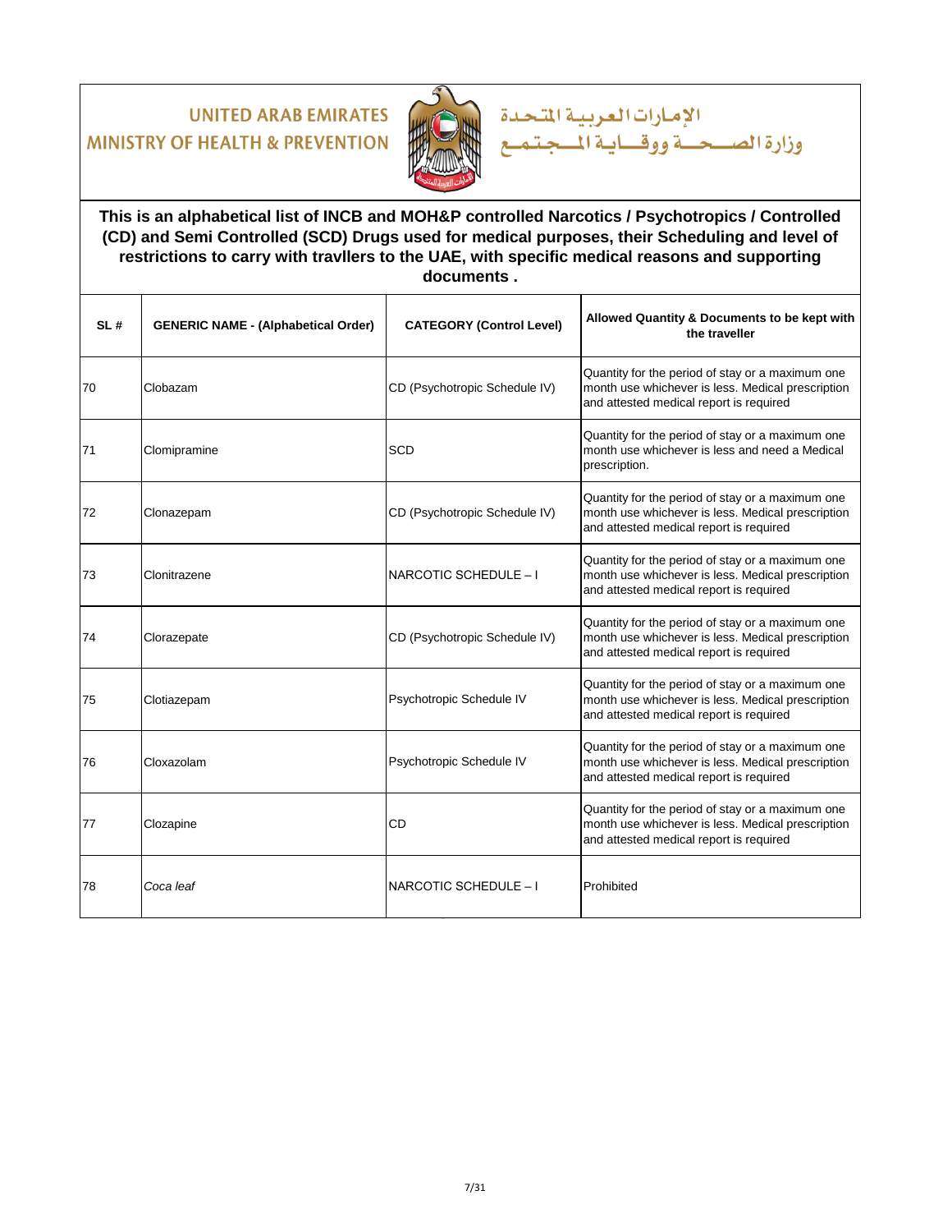UNITED ARAB EMIRATES
MINISTRY OF HEALTH & PREVENTION

الإمارات العربية المتحدة
وزارة الصحة ووقاية المجتمع

**This is an alphabetical list of INCB and MOH&P controlled Narcotics / Psychotropics / Controlled (CD) and Semi Controlled (SCD) Drugs used for medical purposes, their Scheduling and level of restrictions to carry with travllers to the UAE, with specific medical reasons and supporting documents .**

| SL # | GENERIC NAME - (Alphabetical Order) | CATEGORY (Control Level) | Allowed Quantity & Documents to be kept with the traveller |
|---|---|---|---|
| 70 | Clobazam | CD (Psychotropic Schedule IV) | Quantity for the period of stay or a maximum one month use whichever is less. Medical prescription and attested medical report is required |
| 71 | Clomipramine | SCD | Quantity for the period of stay or a maximum one month use whichever is less and need a Medical prescription. |
| 72 | Clonazepam | CD (Psychotropic Schedule IV) | Quantity for the period of stay or a maximum one month use whichever is less. Medical prescription and attested medical report is required |
| 73 | Clonitrazene | NARCOTIC SCHEDULE – I | Quantity for the period of stay or a maximum one month use whichever is less. Medical prescription and attested medical report is required |
| 74 | Clorazepate | CD (Psychotropic Schedule IV) | Quantity for the period of stay or a maximum one month use whichever is less. Medical prescription and attested medical report is required |
| 75 | Clotiazepam | Psychotropic Schedule IV | Quantity for the period of stay or a maximum one month use whichever is less. Medical prescription and attested medical report is required |
| 76 | Cloxazolam | Psychotropic Schedule IV | Quantity for the period of stay or a maximum one month use whichever is less. Medical prescription and attested medical report is required |
| 77 | Clozapine | CD | Quantity for the period of stay or a maximum one month use whichever is less. Medical prescription and attested medical report is required |
| 78 | *Coca leaf* | NARCOTIC SCHEDULE – I | Prohibited |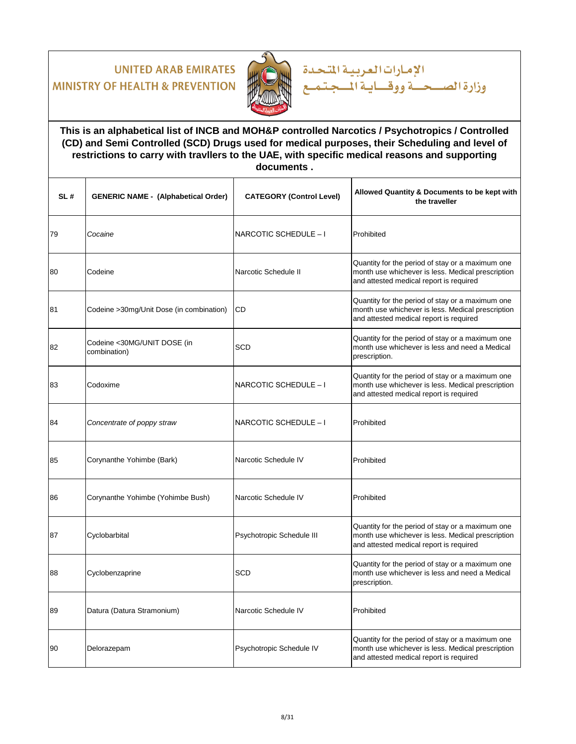UNITED ARAB EMIRATES
MINISTRY OF HEALTH & PREVENTION

الإمارات العربية المتحدة
وزارة الصحة ووقاية المجتمع

**This is an alphabetical list of INCB and MOH&P controlled Narcotics / Psychotropics / Controlled (CD) and Semi Controlled (SCD) Drugs used for medical purposes, their Scheduling and level of restrictions to carry with travllers to the UAE, with specific medical reasons and supporting documents .**

| SL # | GENERIC NAME - (Alphabetical Order) | CATEGORY (Control Level) | Allowed Quantity & Documents to be kept with the traveller |
|---|---|---|---|
| 79 | *Cocaine* | NARCOTIC SCHEDULE – I | Prohibited |
| 80 | Codeine | Narcotic Schedule II | Quantity for the period of stay or a maximum one month use whichever is less. Medical prescription and attested medical report is required |
| 81 | Codeine >30mg/Unit Dose (in combination) | CD | Quantity for the period of stay or a maximum one month use whichever is less. Medical prescription and attested medical report is required |
| 82 | Codeine <30MG/UNIT DOSE (in combination) | SCD | Quantity for the period of stay or a maximum one month use whichever is less and need a Medical prescription. |
| 83 | Codoxime | NARCOTIC SCHEDULE – I | Quantity for the period of stay or a maximum one month use whichever is less. Medical prescription and attested medical report is required |
| 84 | *Concentrate of poppy straw* | NARCOTIC SCHEDULE – I | Prohibited |
| 85 | Corynanthe Yohimbe (Bark) | Narcotic Schedule IV | Prohibited |
| 86 | Corynanthe Yohimbe (Yohimbe Bush) | Narcotic Schedule IV | Prohibited |
| 87 | Cyclobarbital | Psychotropic Schedule III | Quantity for the period of stay or a maximum one month use whichever is less. Medical prescription and attested medical report is required |
| 88 | Cyclobenzaprine | SCD | Quantity for the period of stay or a maximum one month use whichever is less and need a Medical prescription. |
| 89 | Datura (Datura Stramonium) | Narcotic Schedule IV | Prohibited |
| 90 | Delorazepam | Psychotropic Schedule IV | Quantity for the period of stay or a maximum one month use whichever is less. Medical prescription and attested medical report is required |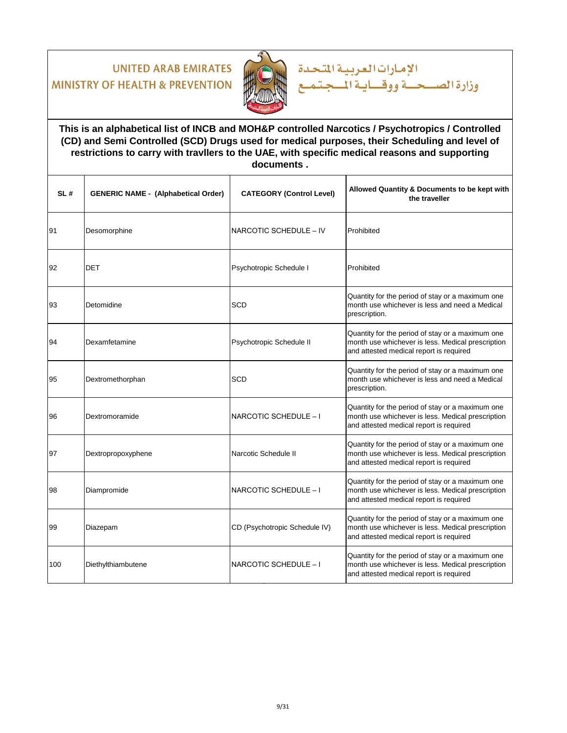UNITED ARAB EMIRATES
MINISTRY OF HEALTH & PREVENTION

الإمارات العربية المتحدة
وزارة الصحة ووقاية المجتمع

**This is an alphabetical list of INCB and MOH&P controlled Narcotics / Psychotropics / Controlled (CD) and Semi Controlled (SCD) Drugs used for medical purposes, their Scheduling and level of restrictions to carry with travllers to the UAE, with specific medical reasons and supporting documents .**

| SL # | GENERIC NAME - (Alphabetical Order) | CATEGORY (Control Level) | Allowed Quantity & Documents to be kept with the traveller |
|---|---|---|---|
| 91 | Desomorphine | NARCOTIC SCHEDULE – IV | Prohibited |
| 92 | DET | Psychotropic Schedule I | Prohibited |
| 93 | Detomidine | SCD | Quantity for the period of stay or a maximum one month use whichever is less and need a Medical prescription. |
| 94 | Dexamfetamine | Psychotropic Schedule II | Quantity for the period of stay or a maximum one month use whichever is less. Medical prescription and attested medical report is required |
| 95 | Dextromethorphan | SCD | Quantity for the period of stay or a maximum one month use whichever is less and need a Medical prescription. |
| 96 | Dextromoramide | NARCOTIC SCHEDULE – I | Quantity for the period of stay or a maximum one month use whichever is less. Medical prescription and attested medical report is required |
| 97 | Dextropropoxyphene | Narcotic Schedule II | Quantity for the period of stay or a maximum one month use whichever is less. Medical prescription and attested medical report is required |
| 98 | Diampromide | NARCOTIC SCHEDULE – I | Quantity for the period of stay or a maximum one month use whichever is less. Medical prescription and attested medical report is required |
| 99 | Diazepam | CD (Psychotropic Schedule IV) | Quantity for the period of stay or a maximum one month use whichever is less. Medical prescription and attested medical report is required |
| 100 | Diethylthiambutene | NARCOTIC SCHEDULE – I | Quantity for the period of stay or a maximum one month use whichever is less. Medical prescription and attested medical report is required |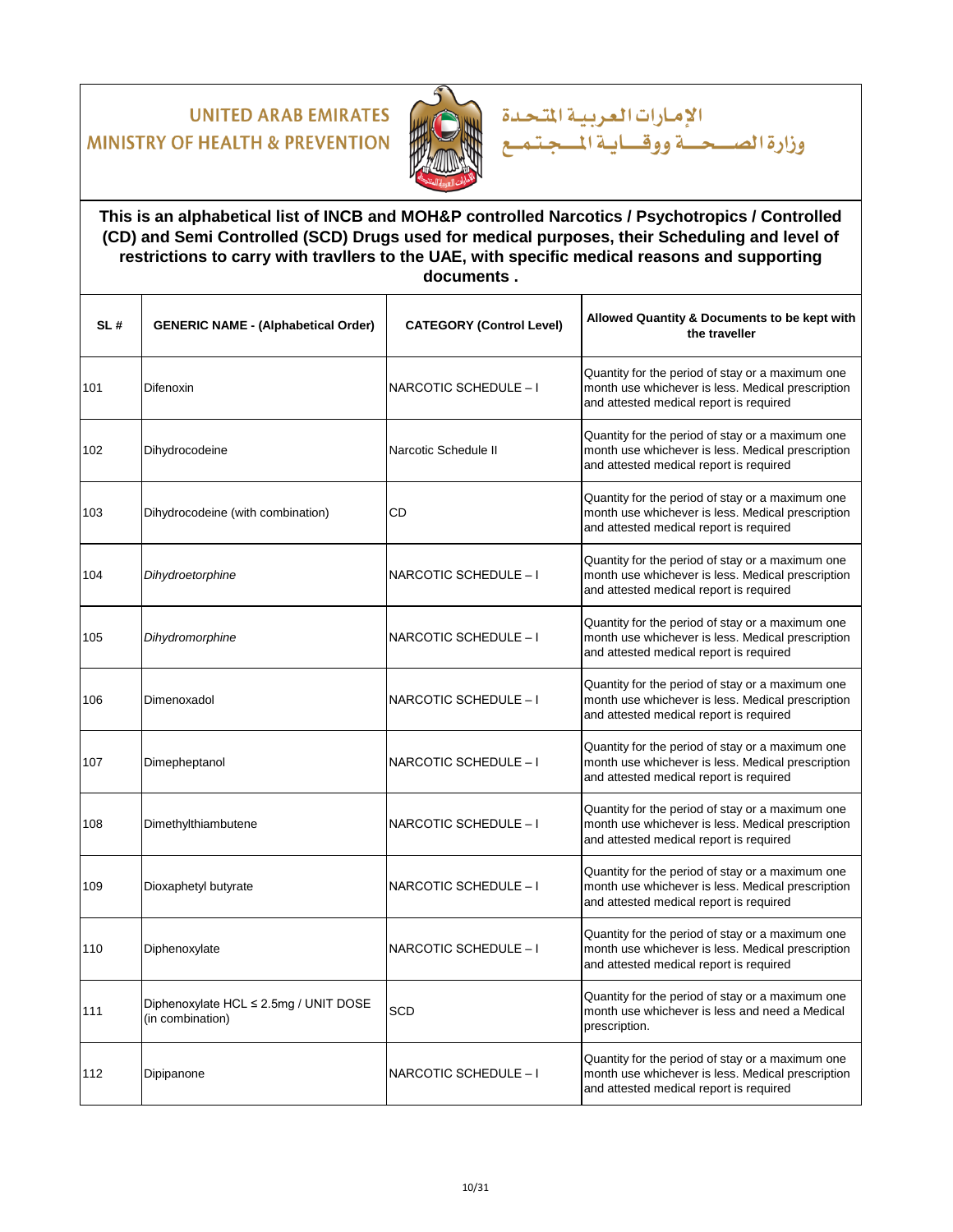UNITED ARAB EMIRATES
MINISTRY OF HEALTH & PREVENTION

الإمارات العربية المتحدة
وزارة الصحة ووقاية المجتمع

**This is an alphabetical list of INCB and MOH&P controlled Narcotics / Psychotropics / Controlled (CD) and Semi Controlled (SCD) Drugs used for medical purposes, their Scheduling and level of restrictions to carry with travllers to the UAE, with specific medical reasons and supporting documents .**

| SL # | GENERIC NAME - (Alphabetical Order) | CATEGORY (Control Level) | Allowed Quantity & Documents to be kept with the traveller |
|---|---|---|---|
| 101 | Difenoxin | NARCOTIC SCHEDULE – I | Quantity for the period of stay or a maximum one month use whichever is less. Medical prescription and attested medical report is required |
| 102 | Dihydrocodeine | Narcotic Schedule II | Quantity for the period of stay or a maximum one month use whichever is less. Medical prescription and attested medical report is required |
| 103 | Dihydrocodeine (with combination) | CD | Quantity for the period of stay or a maximum one month use whichever is less. Medical prescription and attested medical report is required |
| 104 | *Dihydroetorphine* | NARCOTIC SCHEDULE – I | Quantity for the period of stay or a maximum one month use whichever is less. Medical prescription and attested medical report is required |
| 105 | *Dihydromorphine* | NARCOTIC SCHEDULE – I | Quantity for the period of stay or a maximum one month use whichever is less. Medical prescription and attested medical report is required |
| 106 | Dimenoxadol | NARCOTIC SCHEDULE – I | Quantity for the period of stay or a maximum one month use whichever is less. Medical prescription and attested medical report is required |
| 107 | Dimepheptanol | NARCOTIC SCHEDULE – I | Quantity for the period of stay or a maximum one month use whichever is less. Medical prescription and attested medical report is required |
| 108 | Dimethylthiambutene | NARCOTIC SCHEDULE – I | Quantity for the period of stay or a maximum one month use whichever is less. Medical prescription and attested medical report is required |
| 109 | Dioxaphetyl butyrate | NARCOTIC SCHEDULE – I | Quantity for the period of stay or a maximum one month use whichever is less. Medical prescription and attested medical report is required |
| 110 | Diphenoxylate | NARCOTIC SCHEDULE – I | Quantity for the period of stay or a maximum one month use whichever is less. Medical prescription and attested medical report is required |
| 111 | Diphenoxylate HCL ≤ 2.5mg / UNIT DOSE (in combination) | SCD | Quantity for the period of stay or a maximum one month use whichever is less and need a Medical prescription. |
| 112 | Dipipanone | NARCOTIC SCHEDULE – I | Quantity for the period of stay or a maximum one month use whichever is less. Medical prescription and attested medical report is required |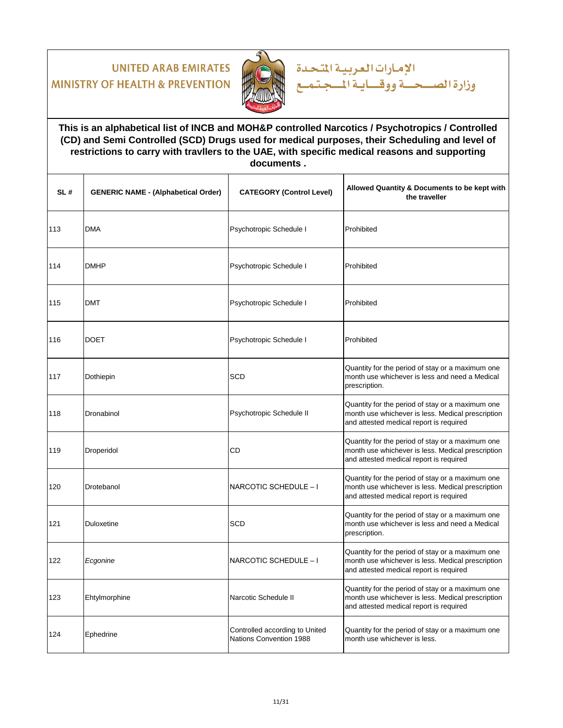UNITED ARAB EMIRATES
MINISTRY OF HEALTH & PREVENTION

الإمارات العربية المتحدة
وزارة الصحة ووقاية المجتمع

**This is an alphabetical list of INCB and MOH&P controlled Narcotics / Psychotropics / Controlled (CD) and Semi Controlled (SCD) Drugs used for medical purposes, their Scheduling and level of restrictions to carry with travllers to the UAE, with specific medical reasons and supporting documents .**

| SL # | GENERIC NAME - (Alphabetical Order) | CATEGORY (Control Level) | Allowed Quantity & Documents to be kept with the traveller |
|---|---|---|---|
| 113 | DMA | Psychotropic Schedule I | Prohibited |
| 114 | DMHP | Psychotropic Schedule I | Prohibited |
| 115 | DMT | Psychotropic Schedule I | Prohibited |
| 116 | DOET | Psychotropic Schedule I | Prohibited |
| 117 | Dothiepin | SCD | Quantity for the period of stay or a maximum one month use whichever is less and need a Medical prescription. |
| 118 | Dronabinol | Psychotropic Schedule II | Quantity for the period of stay or a maximum one month use whichever is less. Medical prescription and attested medical report is required |
| 119 | Droperidol | CD | Quantity for the period of stay or a maximum one month use whichever is less. Medical prescription and attested medical report is required |
| 120 | Drotebanol | NARCOTIC SCHEDULE – I | Quantity for the period of stay or a maximum one month use whichever is less. Medical prescription and attested medical report is required |
| 121 | Duloxetine | SCD | Quantity for the period of stay or a maximum one month use whichever is less and need a Medical prescription. |
| 122 | *Ecgonine* | NARCOTIC SCHEDULE – I | Quantity for the period of stay or a maximum one month use whichever is less. Medical prescription and attested medical report is required |
| 123 | Ehtylmorphine | Narcotic Schedule II | Quantity for the period of stay or a maximum one month use whichever is less. Medical prescription and attested medical report is required |
| 124 | Ephedrine | Controlled according to United Nations Convention 1988 | Quantity for the period of stay or a maximum one month use whichever is less. |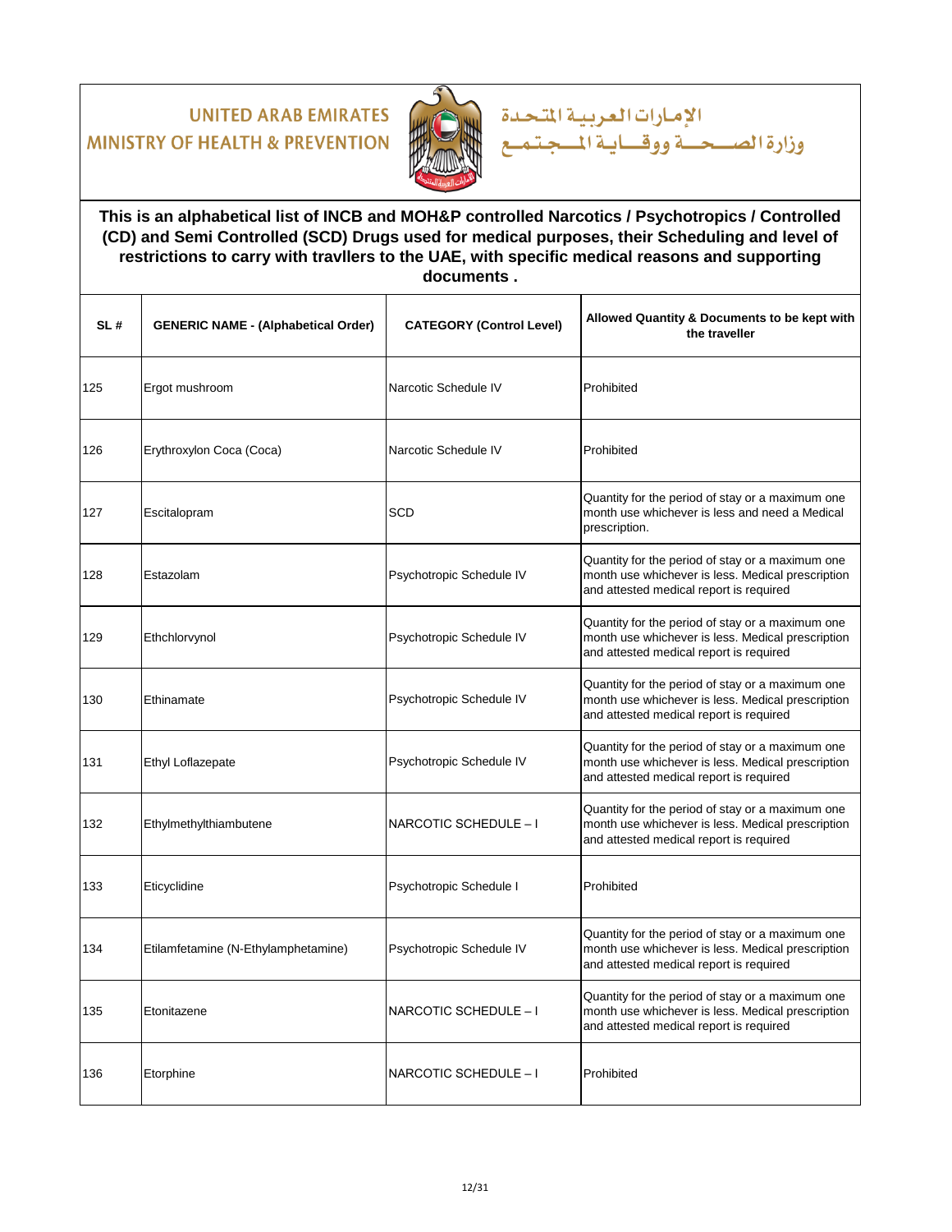UNITED ARAB EMIRATES
MINISTRY OF HEALTH & PREVENTION

الإمارات العربية المتحدة
وزارة الصحة ووقاية المجتمع

**This is an alphabetical list of INCB and MOH&P controlled Narcotics / Psychotropics / Controlled (CD) and Semi Controlled (SCD) Drugs used for medical purposes, their Scheduling and level of restrictions to carry with travllers to the UAE, with specific medical reasons and supporting documents .**

| SL # | GENERIC NAME - (Alphabetical Order) | CATEGORY (Control Level) | Allowed Quantity & Documents to be kept with the traveller |
|---|---|---|---|
| 125 | Ergot mushroom | Narcotic Schedule IV | Prohibited |
| 126 | Erythroxylon Coca (Coca) | Narcotic Schedule IV | Prohibited |
| 127 | Escitalopram | SCD | Quantity for the period of stay or a maximum one month use whichever is less and need a Medical prescription. |
| 128 | Estazolam | Psychotropic Schedule IV | Quantity for the period of stay or a maximum one month use whichever is less. Medical prescription and attested medical report is required |
| 129 | Ethchlorvynol | Psychotropic Schedule IV | Quantity for the period of stay or a maximum one month use whichever is less. Medical prescription and attested medical report is required |
| 130 | Ethinamate | Psychotropic Schedule IV | Quantity for the period of stay or a maximum one month use whichever is less. Medical prescription and attested medical report is required |
| 131 | Ethyl Loflazepate | Psychotropic Schedule IV | Quantity for the period of stay or a maximum one month use whichever is less. Medical prescription and attested medical report is required |
| 132 | Ethylmethylthiambutene | NARCOTIC SCHEDULE – I | Quantity for the period of stay or a maximum one month use whichever is less. Medical prescription and attested medical report is required |
| 133 | Eticyclidine | Psychotropic Schedule I | Prohibited |
| 134 | Etilamfetamine (N-Ethylamphetamine) | Psychotropic Schedule IV | Quantity for the period of stay or a maximum one month use whichever is less. Medical prescription and attested medical report is required |
| 135 | Etonitazene | NARCOTIC SCHEDULE – I | Quantity for the period of stay or a maximum one month use whichever is less. Medical prescription and attested medical report is required |
| 136 | Etorphine | NARCOTIC SCHEDULE – I | Prohibited |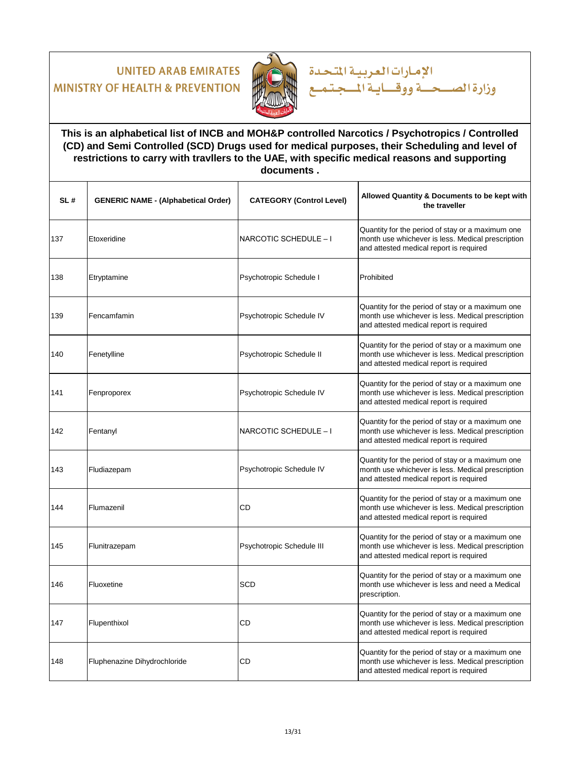UNITED ARAB EMIRATES
MINISTRY OF HEALTH & PREVENTION

الإمارات العربية المتحدة
وزارة الصحة ووقاية المجتمع

**This is an alphabetical list of INCB and MOH&P controlled Narcotics / Psychotropics / Controlled (CD) and Semi Controlled (SCD) Drugs used for medical purposes, their Scheduling and level of restrictions to carry with travllers to the UAE, with specific medical reasons and supporting documents .**

| SL # | GENERIC NAME - (Alphabetical Order) | CATEGORY (Control Level) | Allowed Quantity & Documents to be kept with the traveller |
|---|---|---|---|
| 137 | Etoxeridine | NARCOTIC SCHEDULE – I | Quantity for the period of stay or a maximum one month use whichever is less. Medical prescription and attested medical report is required |
| 138 | Etryptamine | Psychotropic Schedule I | Prohibited |
| 139 | Fencamfamin | Psychotropic Schedule IV | Quantity for the period of stay or a maximum one month use whichever is less. Medical prescription and attested medical report is required |
| 140 | Fenetylline | Psychotropic Schedule II | Quantity for the period of stay or a maximum one month use whichever is less. Medical prescription and attested medical report is required |
| 141 | Fenproporex | Psychotropic Schedule IV | Quantity for the period of stay or a maximum one month use whichever is less. Medical prescription and attested medical report is required |
| 142 | Fentanyl | NARCOTIC SCHEDULE – I | Quantity for the period of stay or a maximum one month use whichever is less. Medical prescription and attested medical report is required |
| 143 | Fludiazepam | Psychotropic Schedule IV | Quantity for the period of stay or a maximum one month use whichever is less. Medical prescription and attested medical report is required |
| 144 | Flumazenil | CD | Quantity for the period of stay or a maximum one month use whichever is less. Medical prescription and attested medical report is required |
| 145 | Flunitrazepam | Psychotropic Schedule III | Quantity for the period of stay or a maximum one month use whichever is less. Medical prescription and attested medical report is required |
| 146 | Fluoxetine | SCD | Quantity for the period of stay or a maximum one month use whichever is less and need a Medical prescription. |
| 147 | Flupenthixol | CD | Quantity for the period of stay or a maximum one month use whichever is less. Medical prescription and attested medical report is required |
| 148 | Fluphenazine Dihydrochloride | CD | Quantity for the period of stay or a maximum one month use whichever is less. Medical prescription and attested medical report is required |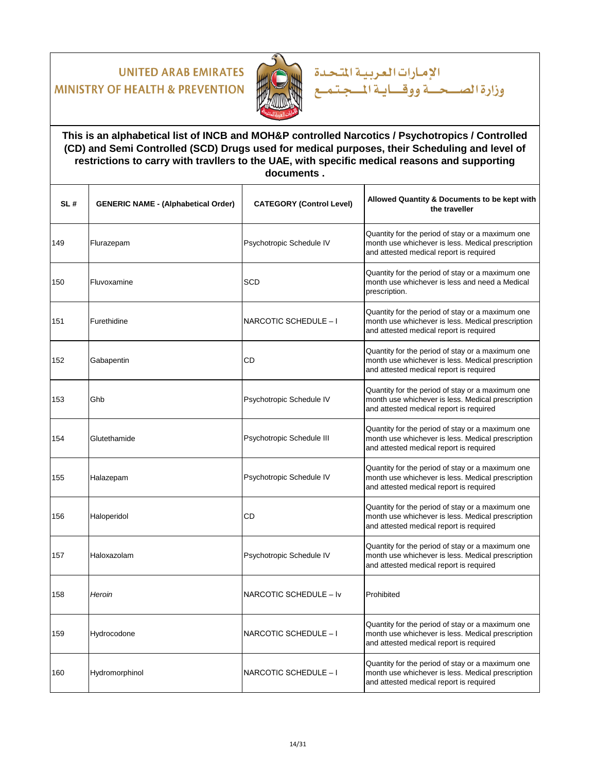UNITED ARAB EMIRATES
MINISTRY OF HEALTH & PREVENTION

الإمارات العربية المتحدة
وزارة الصحة ووقاية المجتمع

**This is an alphabetical list of INCB and MOH&P controlled Narcotics / Psychotropics / Controlled (CD) and Semi Controlled (SCD) Drugs used for medical purposes, their Scheduling and level of restrictions to carry with travllers to the UAE, with specific medical reasons and supporting documents .**

| SL # | GENERIC NAME - (Alphabetical Order) | CATEGORY (Control Level) | Allowed Quantity & Documents to be kept with the traveller |
|---|---|---|---|
| 149 | Flurazepam | Psychotropic Schedule IV | Quantity for the period of stay or a maximum one month use whichever is less. Medical prescription and attested medical report is required |
| 150 | Fluvoxamine | SCD | Quantity for the period of stay or a maximum one month use whichever is less and need a Medical prescription. |
| 151 | Furethidine | NARCOTIC SCHEDULE – I | Quantity for the period of stay or a maximum one month use whichever is less. Medical prescription and attested medical report is required |
| 152 | Gabapentin | CD | Quantity for the period of stay or a maximum one month use whichever is less. Medical prescription and attested medical report is required |
| 153 | Ghb | Psychotropic Schedule IV | Quantity for the period of stay or a maximum one month use whichever is less. Medical prescription and attested medical report is required |
| 154 | Glutethamide | Psychotropic Schedule III | Quantity for the period of stay or a maximum one month use whichever is less. Medical prescription and attested medical report is required |
| 155 | Halazepam | Psychotropic Schedule IV | Quantity for the period of stay or a maximum one month use whichever is less. Medical prescription and attested medical report is required |
| 156 | Haloperidol | CD | Quantity for the period of stay or a maximum one month use whichever is less. Medical prescription and attested medical report is required |
| 157 | Haloxazolam | Psychotropic Schedule IV | Quantity for the period of stay or a maximum one month use whichever is less. Medical prescription and attested medical report is required |
| 158 | *Heroin* | NARCOTIC SCHEDULE – Iv | Prohibited |
| 159 | Hydrocodone | NARCOTIC SCHEDULE – I | Quantity for the period of stay or a maximum one month use whichever is less. Medical prescription and attested medical report is required |
| 160 | Hydromorphinol | NARCOTIC SCHEDULE – I | Quantity for the period of stay or a maximum one month use whichever is less. Medical prescription and attested medical report is required |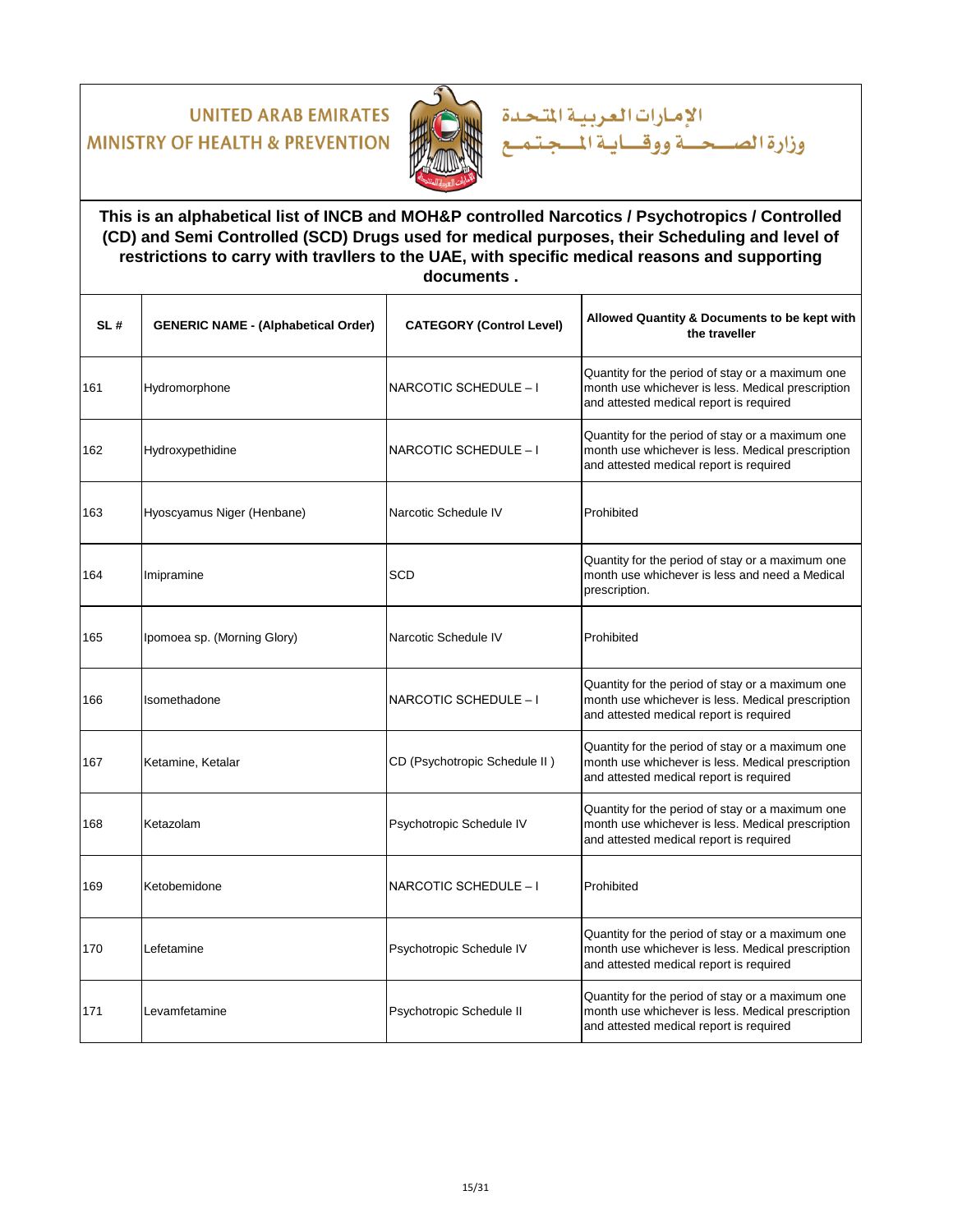UNITED ARAB EMIRATES
MINISTRY OF HEALTH & PREVENTION

الإمارات العربية المتحدة
وزارة الصحة ووقاية المجتمع

**This is an alphabetical list of INCB and MOH&P controlled Narcotics / Psychotropics / Controlled (CD) and Semi Controlled (SCD) Drugs used for medical purposes, their Scheduling and level of restrictions to carry with travllers to the UAE, with specific medical reasons and supporting documents .**

| SL # | GENERIC NAME - (Alphabetical Order) | CATEGORY (Control Level) | Allowed Quantity & Documents to be kept with the traveller |
|---|---|---|---|
| 161 | Hydromorphone | NARCOTIC SCHEDULE – I | Quantity for the period of stay or a maximum one month use whichever is less. Medical prescription and attested medical report is required |
| 162 | Hydroxypethidine | NARCOTIC SCHEDULE – I | Quantity for the period of stay or a maximum one month use whichever is less. Medical prescription and attested medical report is required |
| 163 | Hyoscyamus Niger (Henbane) | Narcotic Schedule IV | Prohibited |
| 164 | Imipramine | SCD | Quantity for the period of stay or a maximum one month use whichever is less and need a Medical prescription. |
| 165 | Ipomoea sp. (Morning Glory) | Narcotic Schedule IV | Prohibited |
| 166 | Isomethadone | NARCOTIC SCHEDULE – I | Quantity for the period of stay or a maximum one month use whichever is less. Medical prescription and attested medical report is required |
| 167 | Ketamine, Ketalar | CD (Psychotropic Schedule II ) | Quantity for the period of stay or a maximum one month use whichever is less. Medical prescription and attested medical report is required |
| 168 | Ketazolam | Psychotropic Schedule IV | Quantity for the period of stay or a maximum one month use whichever is less. Medical prescription and attested medical report is required |
| 169 | Ketobemidone | NARCOTIC SCHEDULE – I | Prohibited |
| 170 | Lefetamine | Psychotropic Schedule IV | Quantity for the period of stay or a maximum one month use whichever is less. Medical prescription and attested medical report is required |
| 171 | Levamfetamine | Psychotropic Schedule II | Quantity for the period of stay or a maximum one month use whichever is less. Medical prescription and attested medical report is required |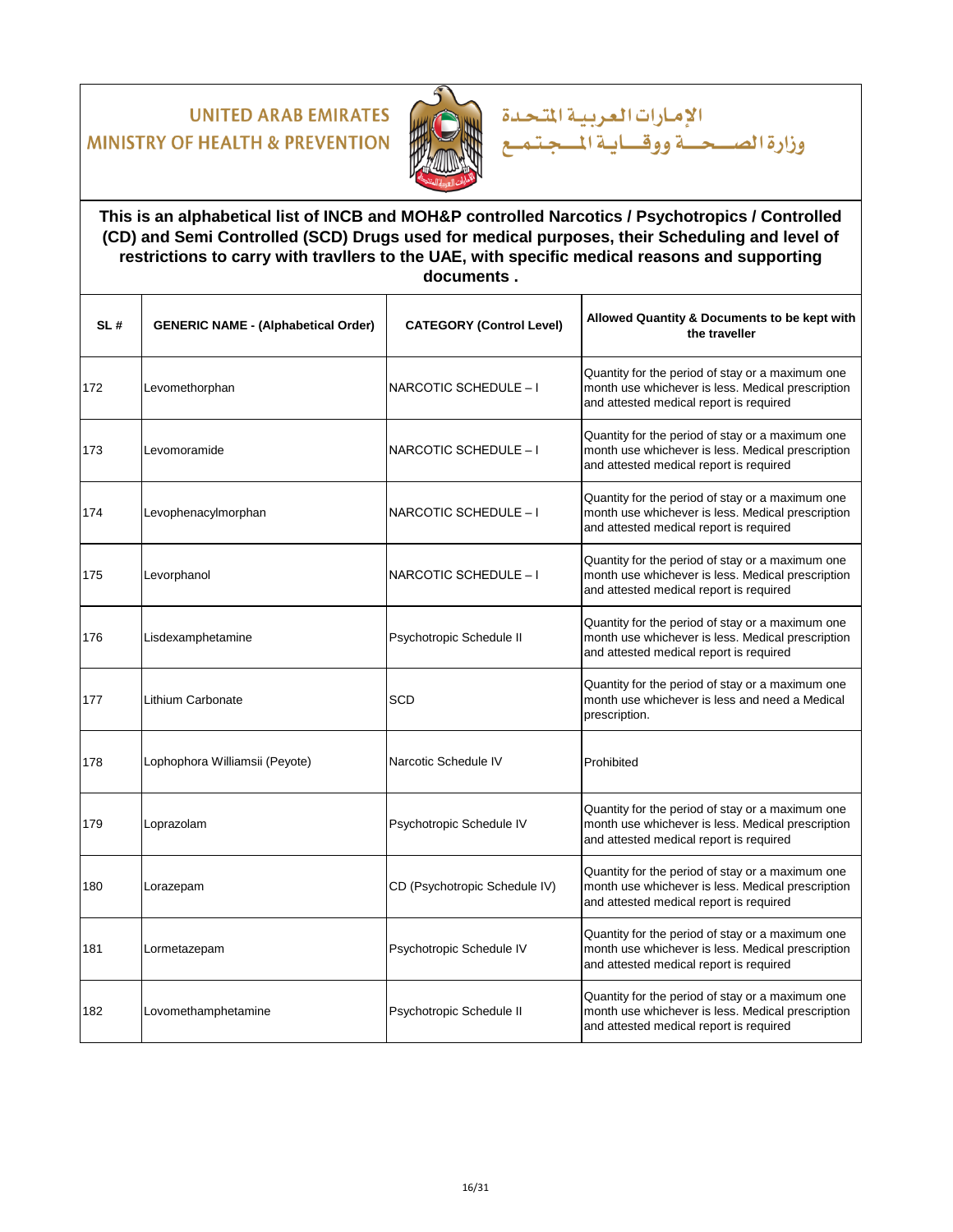UNITED ARAB EMIRATES
MINISTRY OF HEALTH & PREVENTION

الإمارات العربية المتحدة
وزارة الصحة ووقاية المجتمع

**This is an alphabetical list of INCB and MOH&P controlled Narcotics / Psychotropics / Controlled (CD) and Semi Controlled (SCD) Drugs used for medical purposes, their Scheduling and level of restrictions to carry with travllers to the UAE, with specific medical reasons and supporting documents .**

| SL # | GENERIC NAME - (Alphabetical Order) | CATEGORY (Control Level) | Allowed Quantity & Documents to be kept with the traveller |
|---|---|---|---|
| 172 | Levomethorphan | NARCOTIC SCHEDULE – I | Quantity for the period of stay or a maximum one month use whichever is less. Medical prescription and attested medical report is required |
| 173 | Levomoramide | NARCOTIC SCHEDULE – I | Quantity for the period of stay or a maximum one month use whichever is less. Medical prescription and attested medical report is required |
| 174 | Levophenacylmorphan | NARCOTIC SCHEDULE – I | Quantity for the period of stay or a maximum one month use whichever is less. Medical prescription and attested medical report is required |
| 175 | Levorphanol | NARCOTIC SCHEDULE – I | Quantity for the period of stay or a maximum one month use whichever is less. Medical prescription and attested medical report is required |
| 176 | Lisdexamphetamine | Psychotropic Schedule II | Quantity for the period of stay or a maximum one month use whichever is less. Medical prescription and attested medical report is required |
| 177 | Lithium Carbonate | SCD | Quantity for the period of stay or a maximum one month use whichever is less and need a Medical prescription. |
| 178 | Lophophora Williamsii (Peyote) | Narcotic Schedule IV | Prohibited |
| 179 | Loprazolam | Psychotropic Schedule IV | Quantity for the period of stay or a maximum one month use whichever is less. Medical prescription and attested medical report is required |
| 180 | Lorazepam | CD (Psychotropic Schedule IV) | Quantity for the period of stay or a maximum one month use whichever is less. Medical prescription and attested medical report is required |
| 181 | Lormetazepam | Psychotropic Schedule IV | Quantity for the period of stay or a maximum one month use whichever is less. Medical prescription and attested medical report is required |
| 182 | Lovomethamphetamine | Psychotropic Schedule II | Quantity for the period of stay or a maximum one month use whichever is less. Medical prescription and attested medical report is required |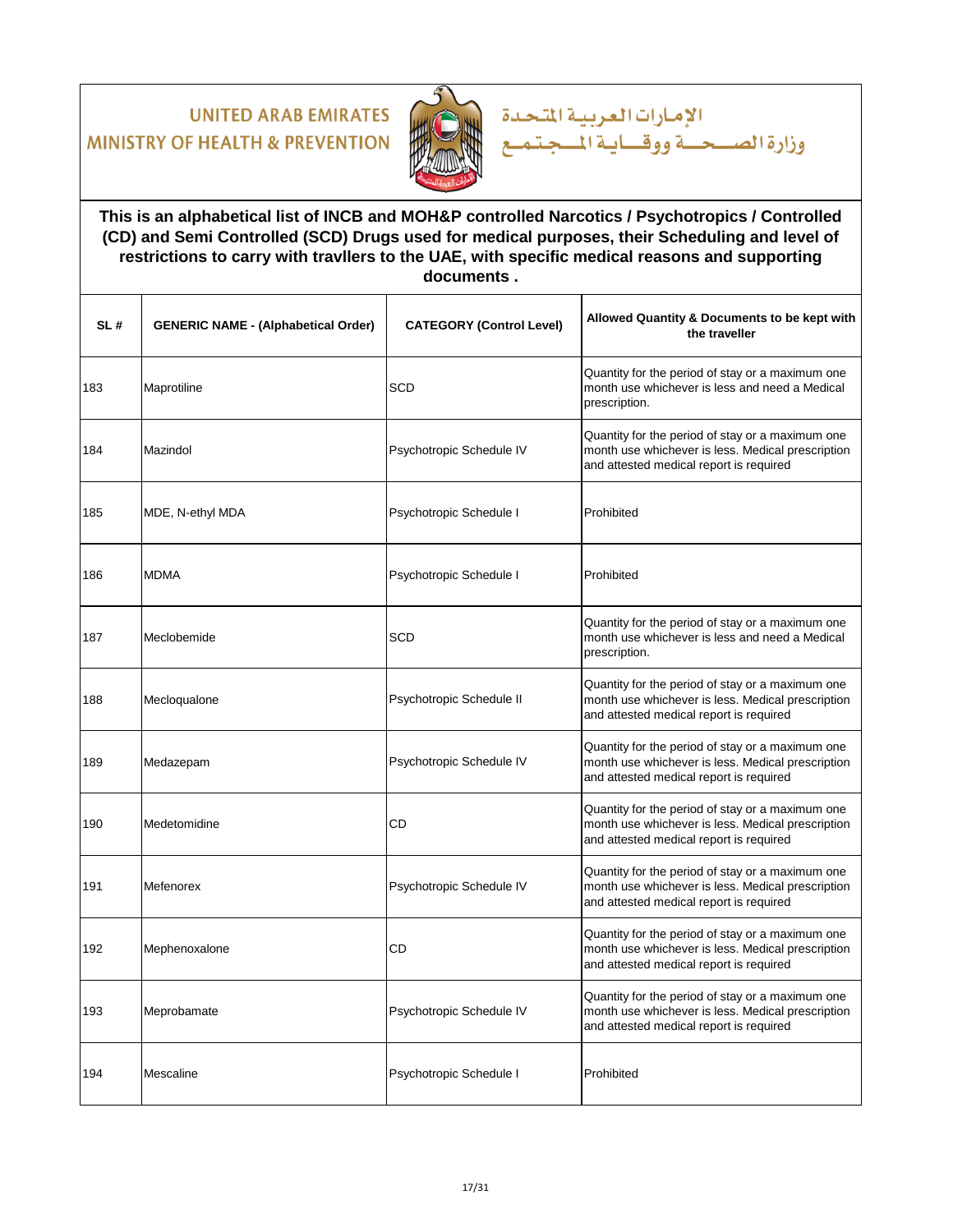UNITED ARAB EMIRATES
MINISTRY OF HEALTH & PREVENTION

الإمارات العربية المتحدة
وزارة الصحة ووقاية المجتمع

**This is an alphabetical list of INCB and MOH&P controlled Narcotics / Psychotropics / Controlled (CD) and Semi Controlled (SCD) Drugs used for medical purposes, their Scheduling and level of restrictions to carry with travllers to the UAE, with specific medical reasons and supporting documents .**

| SL # | GENERIC NAME - (Alphabetical Order) | CATEGORY (Control Level) | Allowed Quantity & Documents to be kept with the traveller |
|---|---|---|---|
| 183 | Maprotiline | SCD | Quantity for the period of stay or a maximum one month use whichever is less and need a Medical prescription. |
| 184 | Mazindol | Psychotropic Schedule IV | Quantity for the period of stay or a maximum one month use whichever is less. Medical prescription and attested medical report is required |
| 185 | MDE, N-ethyl MDA | Psychotropic Schedule I | Prohibited |
| 186 | MDMA | Psychotropic Schedule I | Prohibited |
| 187 | Meclobemide | SCD | Quantity for the period of stay or a maximum one month use whichever is less and need a Medical prescription. |
| 188 | Mecloqualone | Psychotropic Schedule II | Quantity for the period of stay or a maximum one month use whichever is less. Medical prescription and attested medical report is required |
| 189 | Medazepam | Psychotropic Schedule IV | Quantity for the period of stay or a maximum one month use whichever is less. Medical prescription and attested medical report is required |
| 190 | Medetomidine | CD | Quantity for the period of stay or a maximum one month use whichever is less. Medical prescription and attested medical report is required |
| 191 | Mefenorex | Psychotropic Schedule IV | Quantity for the period of stay or a maximum one month use whichever is less. Medical prescription and attested medical report is required |
| 192 | Mephenoxalone | CD | Quantity for the period of stay or a maximum one month use whichever is less. Medical prescription and attested medical report is required |
| 193 | Meprobamate | Psychotropic Schedule IV | Quantity for the period of stay or a maximum one month use whichever is less. Medical prescription and attested medical report is required |
| 194 | Mescaline | Psychotropic Schedule I | Prohibited |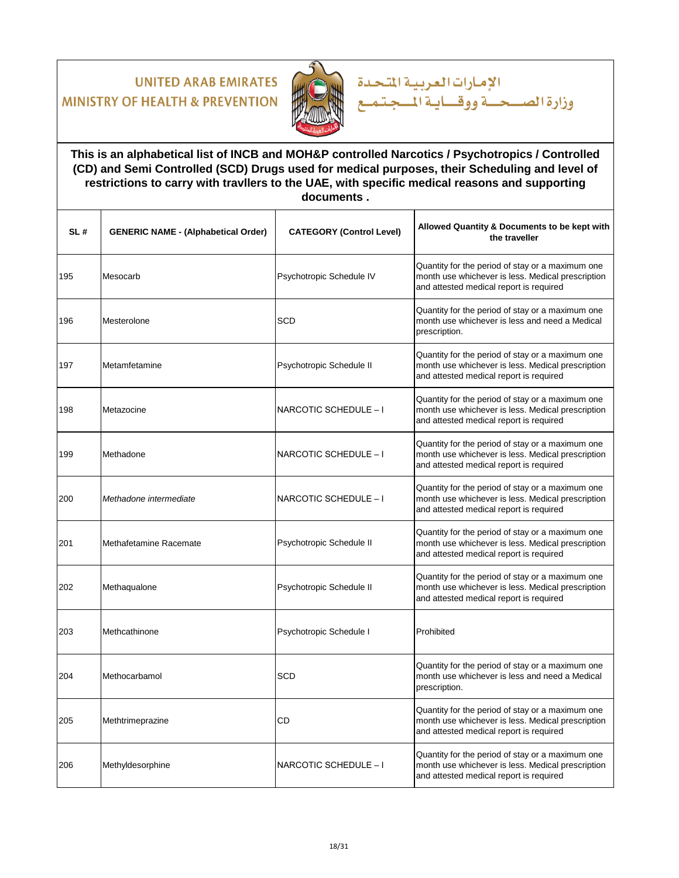UNITED ARAB EMIRATES
MINISTRY OF HEALTH & PREVENTION

الإمارات العربية المتحدة
وزارة الصحة ووقاية المجتمع

**This is an alphabetical list of INCB and MOH&P controlled Narcotics / Psychotropics / Controlled (CD) and Semi Controlled (SCD) Drugs used for medical purposes, their Scheduling and level of restrictions to carry with travllers to the UAE, with specific medical reasons and supporting documents .**

| SL # | GENERIC NAME - (Alphabetical Order) | CATEGORY (Control Level) | Allowed Quantity & Documents to be kept with the traveller |
|---|---|---|---|
| 195 | Mesocarb | Psychotropic Schedule IV | Quantity for the period of stay or a maximum one month use whichever is less. Medical prescription and attested medical report is required |
| 196 | Mesterolone | SCD | Quantity for the period of stay or a maximum one month use whichever is less and need a Medical prescription. |
| 197 | Metamfetamine | Psychotropic Schedule II | Quantity for the period of stay or a maximum one month use whichever is less. Medical prescription and attested medical report is required |
| 198 | Metazocine | NARCOTIC SCHEDULE – I | Quantity for the period of stay or a maximum one month use whichever is less. Medical prescription and attested medical report is required |
| 199 | Methadone | NARCOTIC SCHEDULE – I | Quantity for the period of stay or a maximum one month use whichever is less. Medical prescription and attested medical report is required |
| 200 | *Methadone intermediate* | NARCOTIC SCHEDULE – I | Quantity for the period of stay or a maximum one month use whichever is less. Medical prescription and attested medical report is required |
| 201 | Methafetamine Racemate | Psychotropic Schedule II | Quantity for the period of stay or a maximum one month use whichever is less. Medical prescription and attested medical report is required |
| 202 | Methaqualone | Psychotropic Schedule II | Quantity for the period of stay or a maximum one month use whichever is less. Medical prescription and attested medical report is required |
| 203 | Methcathinone | Psychotropic Schedule I | Prohibited |
| 204 | Methocarbamol | SCD | Quantity for the period of stay or a maximum one month use whichever is less and need a Medical prescription. |
| 205 | Methtrimeprazine | CD | Quantity for the period of stay or a maximum one month use whichever is less. Medical prescription and attested medical report is required |
| 206 | Methyldesorphine | NARCOTIC SCHEDULE – I | Quantity for the period of stay or a maximum one month use whichever is less. Medical prescription and attested medical report is required |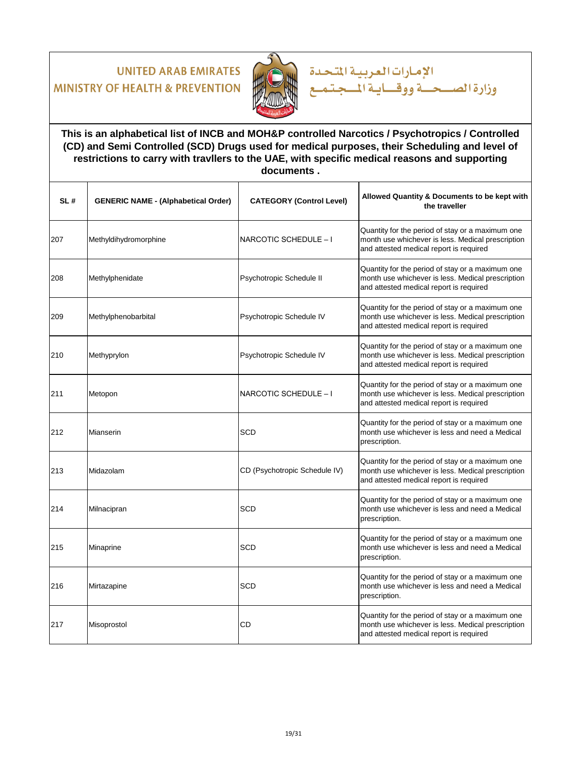UNITED ARAB EMIRATES
MINISTRY OF HEALTH & PREVENTION

الإمارات العربية المتحدة
وزارة الصحة ووقاية المجتمع

**This is an alphabetical list of INCB and MOH&P controlled Narcotics / Psychotropics / Controlled (CD) and Semi Controlled (SCD) Drugs used for medical purposes, their Scheduling and level of restrictions to carry with travllers to the UAE, with specific medical reasons and supporting documents .**

| SL # | GENERIC NAME - (Alphabetical Order) | CATEGORY (Control Level) | Allowed Quantity & Documents to be kept with the traveller |
|---|---|---|---|
| 207 | Methyldihydromorphine | NARCOTIC SCHEDULE – I | Quantity for the period of stay or a maximum one month use whichever is less. Medical prescription and attested medical report is required |
| 208 | Methylphenidate | Psychotropic Schedule II | Quantity for the period of stay or a maximum one month use whichever is less. Medical prescription and attested medical report is required |
| 209 | Methylphenobarbital | Psychotropic Schedule IV | Quantity for the period of stay or a maximum one month use whichever is less. Medical prescription and attested medical report is required |
| 210 | Methyprylon | Psychotropic Schedule IV | Quantity for the period of stay or a maximum one month use whichever is less. Medical prescription and attested medical report is required |
| 211 | Metopon | NARCOTIC SCHEDULE – I | Quantity for the period of stay or a maximum one month use whichever is less. Medical prescription and attested medical report is required |
| 212 | Mianserin | SCD | Quantity for the period of stay or a maximum one month use whichever is less and need a Medical prescription. |
| 213 | Midazolam | CD (Psychotropic Schedule IV) | Quantity for the period of stay or a maximum one month use whichever is less. Medical prescription and attested medical report is required |
| 214 | Milnacipran | SCD | Quantity for the period of stay or a maximum one month use whichever is less and need a Medical prescription. |
| 215 | Minaprine | SCD | Quantity for the period of stay or a maximum one month use whichever is less and need a Medical prescription. |
| 216 | Mirtazapine | SCD | Quantity for the period of stay or a maximum one month use whichever is less and need a Medical prescription. |
| 217 | Misoprostol | CD | Quantity for the period of stay or a maximum one month use whichever is less. Medical prescription and attested medical report is required |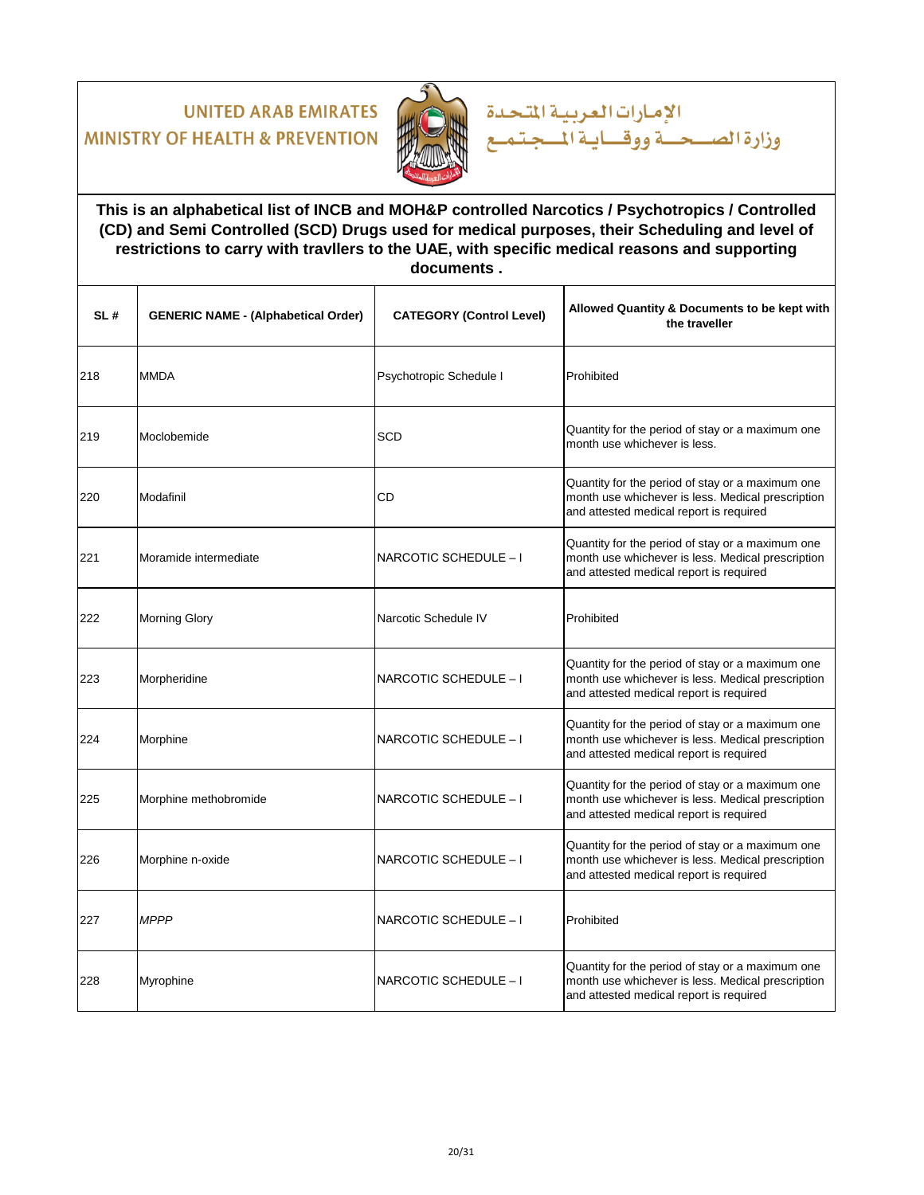UNITED ARAB EMIRATES
MINISTRY OF HEALTH & PREVENTION

الإمارات العربية المتحدة
وزارة الصحة ووقاية المجتمع

**This is an alphabetical list of INCB and MOH&P controlled Narcotics / Psychotropics / Controlled (CD) and Semi Controlled (SCD) Drugs used for medical purposes, their Scheduling and level of restrictions to carry with travllers to the UAE, with specific medical reasons and supporting documents .**

| SL # | GENERIC NAME - (Alphabetical Order) | CATEGORY (Control Level) | Allowed Quantity & Documents to be kept with the traveller |
|---|---|---|---|
| 218 | MMDA | Psychotropic Schedule I | Prohibited |
| 219 | Moclobemide | SCD | Quantity for the period of stay or a maximum one month use whichever is less. |
| 220 | Modafinil | CD | Quantity for the period of stay or a maximum one month use whichever is less. Medical prescription and attested medical report is required |
| 221 | Moramide intermediate | NARCOTIC SCHEDULE – I | Quantity for the period of stay or a maximum one month use whichever is less. Medical prescription and attested medical report is required |
| 222 | Morning Glory | Narcotic Schedule IV | Prohibited |
| 223 | Morpheridine | NARCOTIC SCHEDULE – I | Quantity for the period of stay or a maximum one month use whichever is less. Medical prescription and attested medical report is required |
| 224 | Morphine | NARCOTIC SCHEDULE – I | Quantity for the period of stay or a maximum one month use whichever is less. Medical prescription and attested medical report is required |
| 225 | Morphine methobromide | NARCOTIC SCHEDULE – I | Quantity for the period of stay or a maximum one month use whichever is less. Medical prescription and attested medical report is required |
| 226 | Morphine n-oxide | NARCOTIC SCHEDULE – I | Quantity for the period of stay or a maximum one month use whichever is less. Medical prescription and attested medical report is required |
| 227 | *MPPP* | NARCOTIC SCHEDULE – I | Prohibited |
| 228 | Myrophine | NARCOTIC SCHEDULE – I | Quantity for the period of stay or a maximum one month use whichever is less. Medical prescription and attested medical report is required |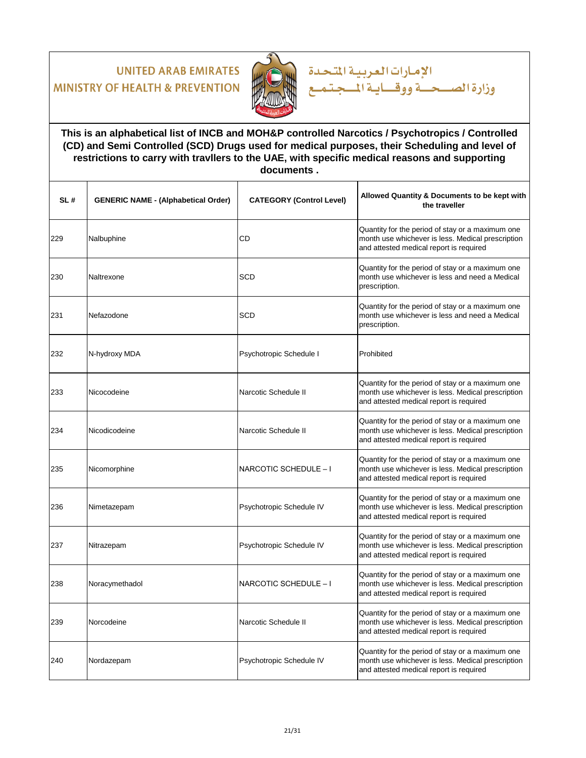UNITED ARAB EMIRATES
MINISTRY OF HEALTH & PREVENTION

الإمارات العربية المتحدة
وزارة الصحة ووقاية المجتمع

**This is an alphabetical list of INCB and MOH&P controlled Narcotics / Psychotropics / Controlled (CD) and Semi Controlled (SCD) Drugs used for medical purposes, their Scheduling and level of restrictions to carry with travllers to the UAE, with specific medical reasons and supporting documents .**

| SL # | GENERIC NAME - (Alphabetical Order) | CATEGORY (Control Level) | Allowed Quantity & Documents to be kept with the traveller |
|---|---|---|---|
| 229 | Nalbuphine | CD | Quantity for the period of stay or a maximum one month use whichever is less. Medical prescription and attested medical report is required |
| 230 | Naltrexone | SCD | Quantity for the period of stay or a maximum one month use whichever is less and need a Medical prescription. |
| 231 | Nefazodone | SCD | Quantity for the period of stay or a maximum one month use whichever is less and need a Medical prescription. |
| 232 | N-hydroxy MDA | Psychotropic Schedule I | Prohibited |
| 233 | Nicocodeine | Narcotic Schedule II | Quantity for the period of stay or a maximum one month use whichever is less. Medical prescription and attested medical report is required |
| 234 | Nicodicodeine | Narcotic Schedule II | Quantity for the period of stay or a maximum one month use whichever is less. Medical prescription and attested medical report is required |
| 235 | Nicomorphine | NARCOTIC SCHEDULE – I | Quantity for the period of stay or a maximum one month use whichever is less. Medical prescription and attested medical report is required |
| 236 | Nimetazepam | Psychotropic Schedule IV | Quantity for the period of stay or a maximum one month use whichever is less. Medical prescription and attested medical report is required |
| 237 | Nitrazepam | Psychotropic Schedule IV | Quantity for the period of stay or a maximum one month use whichever is less. Medical prescription and attested medical report is required |
| 238 | Noracymethadol | NARCOTIC SCHEDULE – I | Quantity for the period of stay or a maximum one month use whichever is less. Medical prescription and attested medical report is required |
| 239 | Norcodeine | Narcotic Schedule II | Quantity for the period of stay or a maximum one month use whichever is less. Medical prescription and attested medical report is required |
| 240 | Nordazepam | Psychotropic Schedule IV | Quantity for the period of stay or a maximum one month use whichever is less. Medical prescription and attested medical report is required |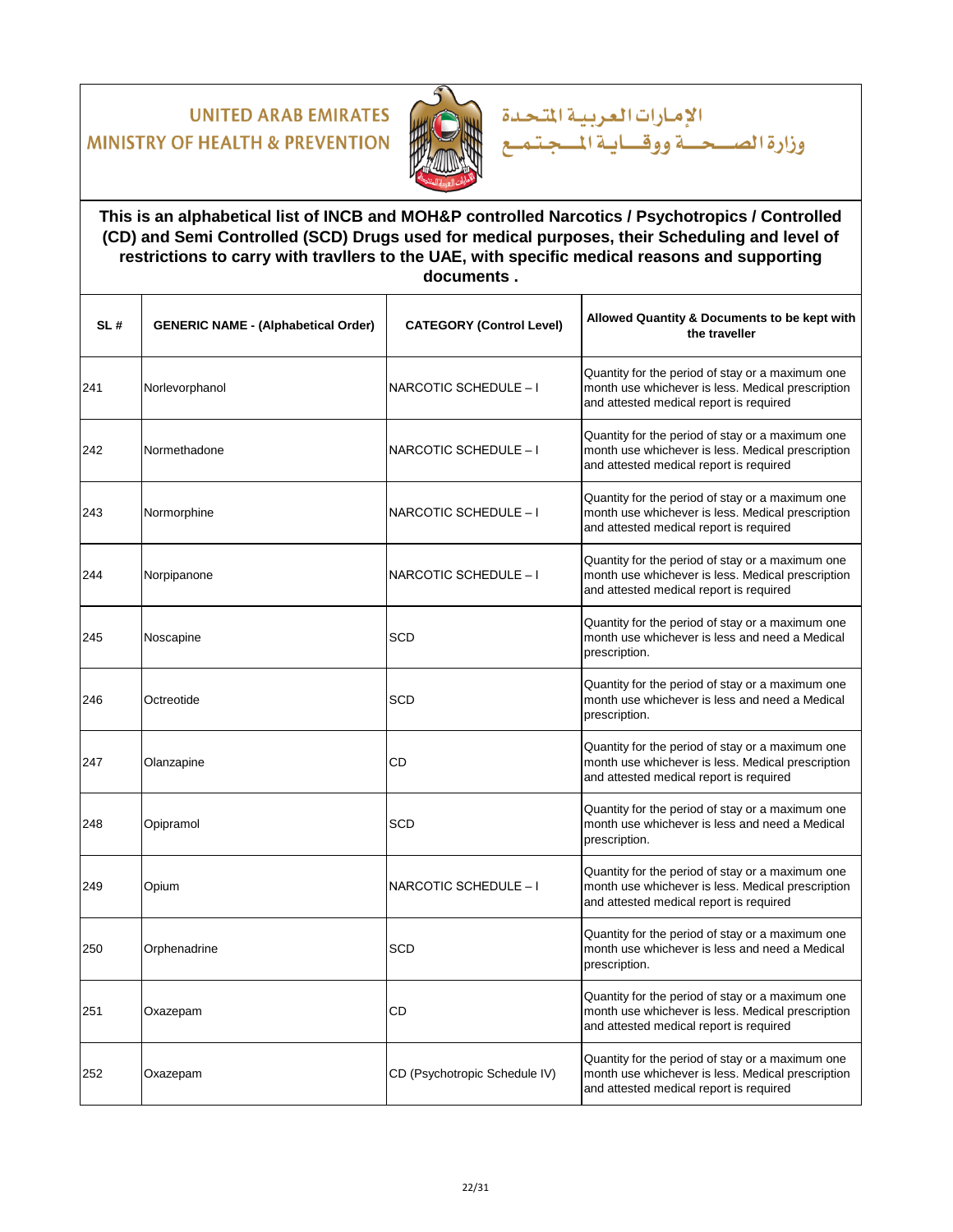UNITED ARAB EMIRATES
MINISTRY OF HEALTH & PREVENTION

الإمارات العربية المتحدة
وزارة الصحة ووقاية المجتمع

**This is an alphabetical list of INCB and MOH&P controlled Narcotics / Psychotropics / Controlled (CD) and Semi Controlled (SCD) Drugs used for medical purposes, their Scheduling and level of restrictions to carry with travllers to the UAE, with specific medical reasons and supporting documents .**

| SL # | GENERIC NAME - (Alphabetical Order) | CATEGORY (Control Level) | Allowed Quantity & Documents to be kept with the traveller |
|---|---|---|---|
| 241 | Norlevorphanol | NARCOTIC SCHEDULE – I | Quantity for the period of stay or a maximum one month use whichever is less. Medical prescription and attested medical report is required |
| 242 | Normethadone | NARCOTIC SCHEDULE – I | Quantity for the period of stay or a maximum one month use whichever is less. Medical prescription and attested medical report is required |
| 243 | Normorphine | NARCOTIC SCHEDULE – I | Quantity for the period of stay or a maximum one month use whichever is less. Medical prescription and attested medical report is required |
| 244 | Norpipanone | NARCOTIC SCHEDULE – I | Quantity for the period of stay or a maximum one month use whichever is less. Medical prescription and attested medical report is required |
| 245 | Noscapine | SCD | Quantity for the period of stay or a maximum one month use whichever is less and need a Medical prescription. |
| 246 | Octreotide | SCD | Quantity for the period of stay or a maximum one month use whichever is less and need a Medical prescription. |
| 247 | Olanzapine | CD | Quantity for the period of stay or a maximum one month use whichever is less. Medical prescription and attested medical report is required |
| 248 | Opipramol | SCD | Quantity for the period of stay or a maximum one month use whichever is less and need a Medical prescription. |
| 249 | Opium | NARCOTIC SCHEDULE – I | Quantity for the period of stay or a maximum one month use whichever is less. Medical prescription and attested medical report is required |
| 250 | Orphenadrine | SCD | Quantity for the period of stay or a maximum one month use whichever is less and need a Medical prescription. |
| 251 | Oxazepam | CD | Quantity for the period of stay or a maximum one month use whichever is less. Medical prescription and attested medical report is required |
| 252 | Oxazepam | CD (Psychotropic Schedule IV) | Quantity for the period of stay or a maximum one month use whichever is less. Medical prescription and attested medical report is required |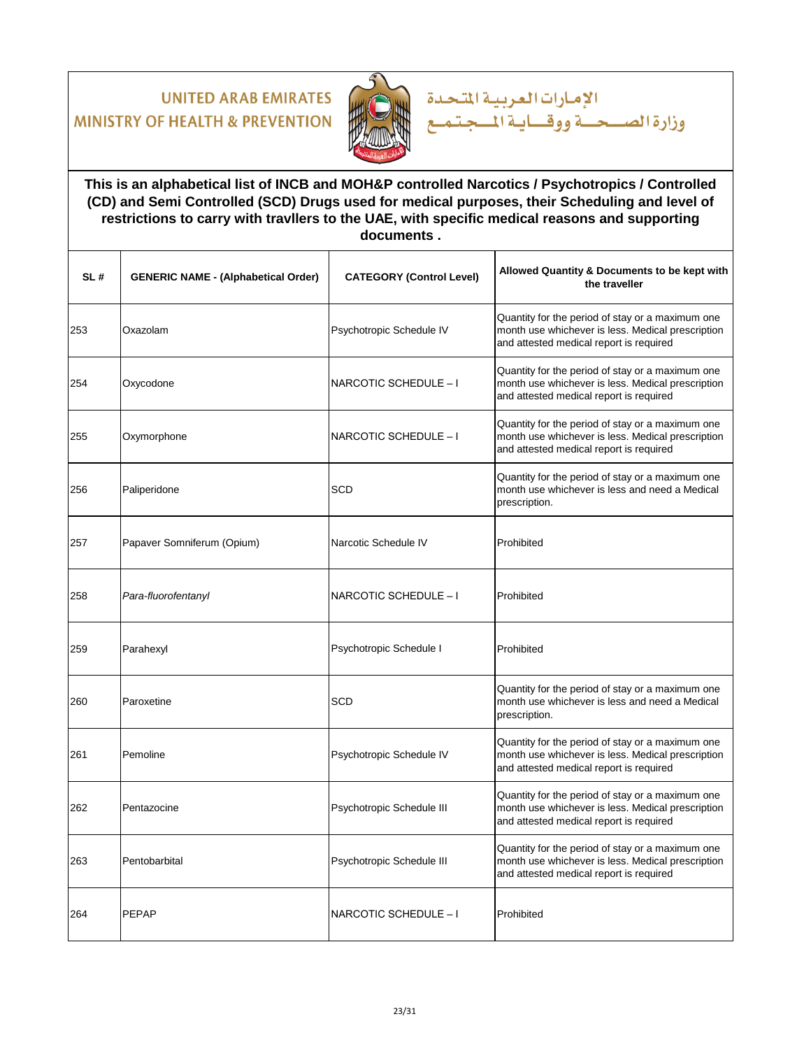UNITED ARAB EMIRATES
MINISTRY OF HEALTH & PREVENTION

الإمارات العربية المتحدة
وزارة الصحة ووقاية المجتمع

**This is an alphabetical list of INCB and MOH&P controlled Narcotics / Psychotropics / Controlled (CD) and Semi Controlled (SCD) Drugs used for medical purposes, their Scheduling and level of restrictions to carry with travllers to the UAE, with specific medical reasons and supporting documents .**

| SL # | GENERIC NAME - (Alphabetical Order) | CATEGORY (Control Level) | Allowed Quantity & Documents to be kept with the traveller |
|---|---|---|---|
| 253 | Oxazolam | Psychotropic Schedule IV | Quantity for the period of stay or a maximum one month use whichever is less. Medical prescription and attested medical report is required |
| 254 | Oxycodone | NARCOTIC SCHEDULE – I | Quantity for the period of stay or a maximum one month use whichever is less. Medical prescription and attested medical report is required |
| 255 | Oxymorphone | NARCOTIC SCHEDULE – I | Quantity for the period of stay or a maximum one month use whichever is less. Medical prescription and attested medical report is required |
| 256 | Paliperidone | SCD | Quantity for the period of stay or a maximum one month use whichever is less and need a Medical prescription. |
| 257 | Papaver Somniferum (Opium) | Narcotic Schedule IV | Prohibited |
| 258 | *Para-fluorofentanyl* | NARCOTIC SCHEDULE – I | Prohibited |
| 259 | Parahexyl | Psychotropic Schedule I | Prohibited |
| 260 | Paroxetine | SCD | Quantity for the period of stay or a maximum one month use whichever is less and need a Medical prescription. |
| 261 | Pemoline | Psychotropic Schedule IV | Quantity for the period of stay or a maximum one month use whichever is less. Medical prescription and attested medical report is required |
| 262 | Pentazocine | Psychotropic Schedule III | Quantity for the period of stay or a maximum one month use whichever is less. Medical prescription and attested medical report is required |
| 263 | Pentobarbital | Psychotropic Schedule III | Quantity for the period of stay or a maximum one month use whichever is less. Medical prescription and attested medical report is required |
| 264 | PEPAP | NARCOTIC SCHEDULE – I | Prohibited |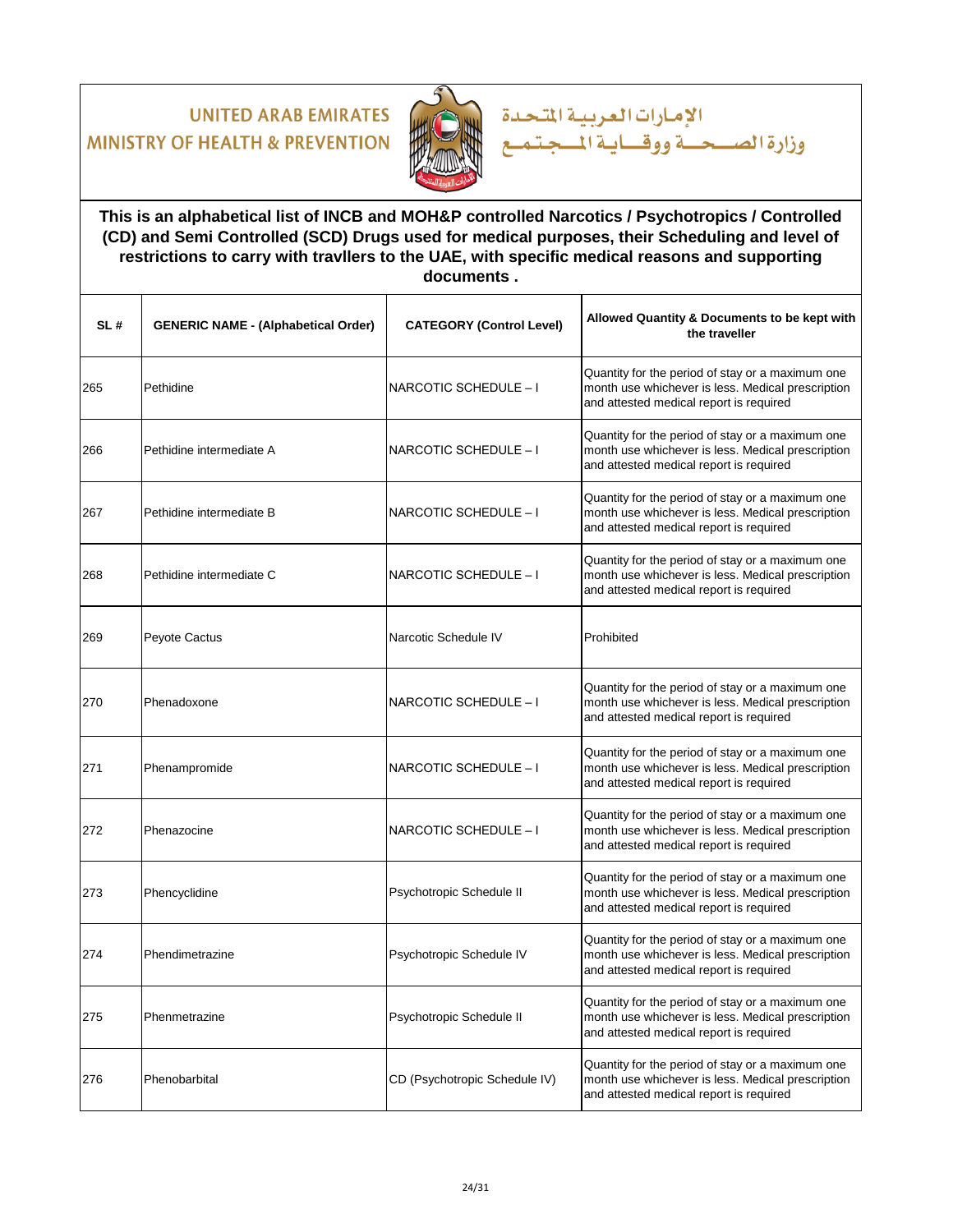UNITED ARAB EMIRATES
MINISTRY OF HEALTH & PREVENTION

الإمارات العربية المتحدة
وزارة الصحة ووقاية المجتمع

**This is an alphabetical list of INCB and MOH&P controlled Narcotics / Psychotropics / Controlled (CD) and Semi Controlled (SCD) Drugs used for medical purposes, their Scheduling and level of restrictions to carry with travllers to the UAE, with specific medical reasons and supporting documents .**

| SL # | GENERIC NAME - (Alphabetical Order) | CATEGORY (Control Level) | Allowed Quantity & Documents to be kept with the traveller |
|---|---|---|---|
| 265 | Pethidine | NARCOTIC SCHEDULE – I | Quantity for the period of stay or a maximum one month use whichever is less. Medical prescription and attested medical report is required |
| 266 | Pethidine intermediate A | NARCOTIC SCHEDULE – I | Quantity for the period of stay or a maximum one month use whichever is less. Medical prescription and attested medical report is required |
| 267 | Pethidine intermediate B | NARCOTIC SCHEDULE – I | Quantity for the period of stay or a maximum one month use whichever is less. Medical prescription and attested medical report is required |
| 268 | Pethidine intermediate C | NARCOTIC SCHEDULE – I | Quantity for the period of stay or a maximum one month use whichever is less. Medical prescription and attested medical report is required |
| 269 | Peyote Cactus | Narcotic Schedule IV | Prohibited |
| 270 | Phenadoxone | NARCOTIC SCHEDULE – I | Quantity for the period of stay or a maximum one month use whichever is less. Medical prescription and attested medical report is required |
| 271 | Phenampromide | NARCOTIC SCHEDULE – I | Quantity for the period of stay or a maximum one month use whichever is less. Medical prescription and attested medical report is required |
| 272 | Phenazocine | NARCOTIC SCHEDULE – I | Quantity for the period of stay or a maximum one month use whichever is less. Medical prescription and attested medical report is required |
| 273 | Phencyclidine | Psychotropic Schedule II | Quantity for the period of stay or a maximum one month use whichever is less. Medical prescription and attested medical report is required |
| 274 | Phendimetrazine | Psychotropic Schedule IV | Quantity for the period of stay or a maximum one month use whichever is less. Medical prescription and attested medical report is required |
| 275 | Phenmetrazine | Psychotropic Schedule II | Quantity for the period of stay or a maximum one month use whichever is less. Medical prescription and attested medical report is required |
| 276 | Phenobarbital | CD (Psychotropic Schedule IV) | Quantity for the period of stay or a maximum one month use whichever is less. Medical prescription and attested medical report is required |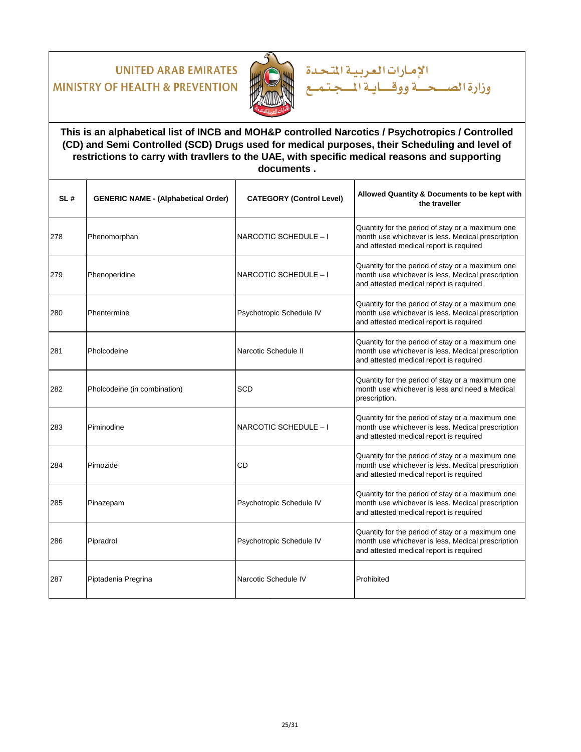UNITED ARAB EMIRATES
MINISTRY OF HEALTH & PREVENTION

الإمارات العربية المتحدة
وزارة الصحة ووقاية المجتمع

**This is an alphabetical list of INCB and MOH&P controlled Narcotics / Psychotropics / Controlled (CD) and Semi Controlled (SCD) Drugs used for medical purposes, their Scheduling and level of restrictions to carry with travllers to the UAE, with specific medical reasons and supporting documents .**

| SL # | GENERIC NAME - (Alphabetical Order) | CATEGORY (Control Level) | Allowed Quantity & Documents to be kept with the traveller |
|---|---|---|---|
| 278 | Phenomorphan | NARCOTIC SCHEDULE – I | Quantity for the period of stay or a maximum one month use whichever is less. Medical prescription and attested medical report is required |
| 279 | Phenoperidine | NARCOTIC SCHEDULE – I | Quantity for the period of stay or a maximum one month use whichever is less. Medical prescription and attested medical report is required |
| 280 | Phentermine | Psychotropic Schedule IV | Quantity for the period of stay or a maximum one month use whichever is less. Medical prescription and attested medical report is required |
| 281 | Pholcodeine | Narcotic Schedule II | Quantity for the period of stay or a maximum one month use whichever is less. Medical prescription and attested medical report is required |
| 282 | Pholcodeine (in combination) | SCD | Quantity for the period of stay or a maximum one month use whichever is less and need a Medical prescription. |
| 283 | Piminodine | NARCOTIC SCHEDULE – I | Quantity for the period of stay or a maximum one month use whichever is less. Medical prescription and attested medical report is required |
| 284 | Pimozide | CD | Quantity for the period of stay or a maximum one month use whichever is less. Medical prescription and attested medical report is required |
| 285 | Pinazepam | Psychotropic Schedule IV | Quantity for the period of stay or a maximum one month use whichever is less. Medical prescription and attested medical report is required |
| 286 | Pipradrol | Psychotropic Schedule IV | Quantity for the period of stay or a maximum one month use whichever is less. Medical prescription and attested medical report is required |
| 287 | Piptadenia Pregrina | Narcotic Schedule IV | Prohibited |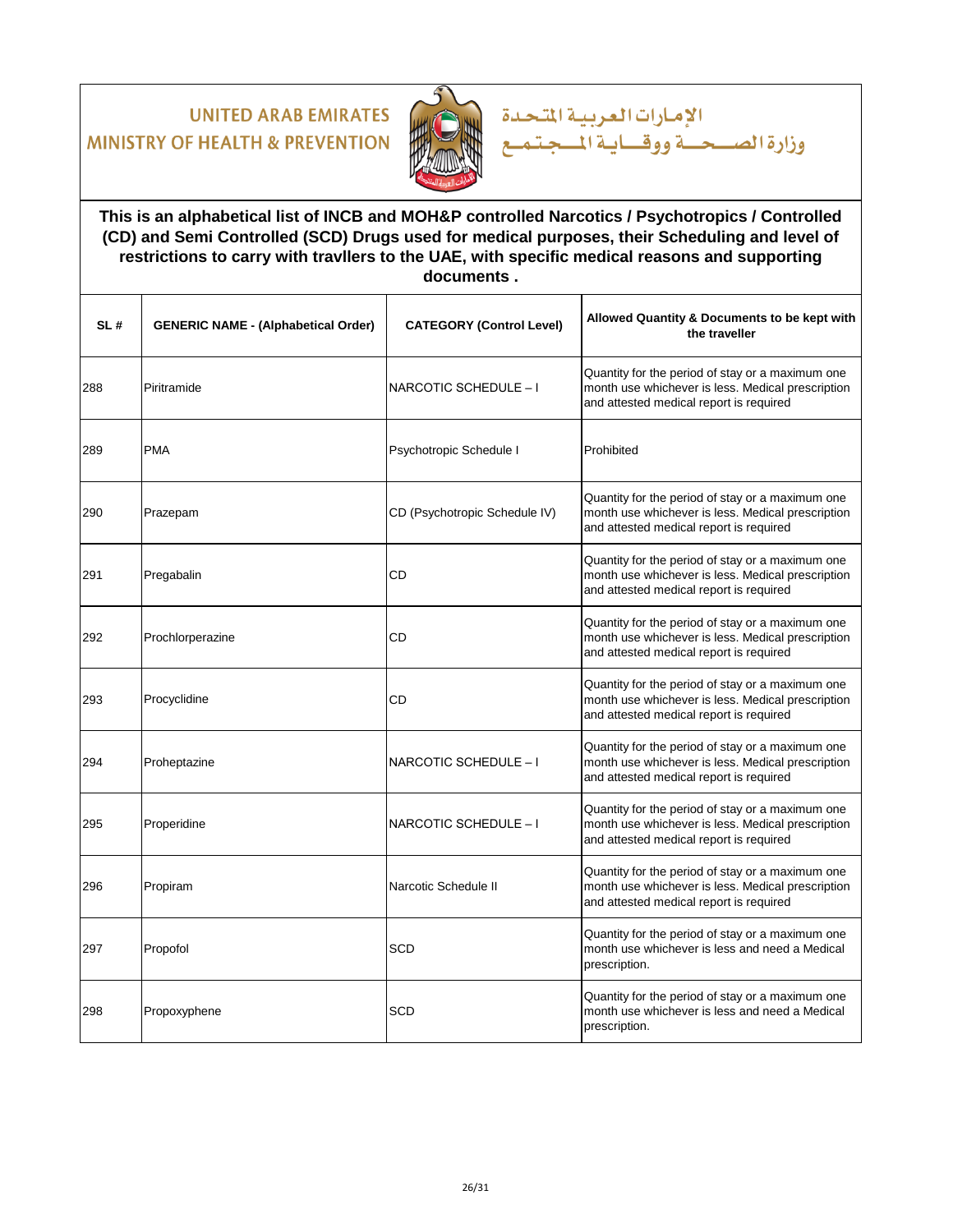UNITED ARAB EMIRATES
MINISTRY OF HEALTH & PREVENTION

الإمارات العربية المتحدة
وزارة الصحة ووقاية المجتمع

**This is an alphabetical list of INCB and MOH&P controlled Narcotics / Psychotropics / Controlled (CD) and Semi Controlled (SCD) Drugs used for medical purposes, their Scheduling and level of restrictions to carry with travllers to the UAE, with specific medical reasons and supporting documents .**

| SL # | GENERIC NAME - (Alphabetical Order) | CATEGORY (Control Level) | Allowed Quantity & Documents to be kept with the traveller |
|---|---|---|---|
| 288 | Piritramide | NARCOTIC SCHEDULE – I | Quantity for the period of stay or a maximum one month use whichever is less. Medical prescription and attested medical report is required |
| 289 | PMA | Psychotropic Schedule I | Prohibited |
| 290 | Prazepam | CD (Psychotropic Schedule IV) | Quantity for the period of stay or a maximum one month use whichever is less. Medical prescription and attested medical report is required |
| 291 | Pregabalin | CD | Quantity for the period of stay or a maximum one month use whichever is less. Medical prescription and attested medical report is required |
| 292 | Prochlorperazine | CD | Quantity for the period of stay or a maximum one month use whichever is less. Medical prescription and attested medical report is required |
| 293 | Procyclidine | CD | Quantity for the period of stay or a maximum one month use whichever is less. Medical prescription and attested medical report is required |
| 294 | Proheptazine | NARCOTIC SCHEDULE – I | Quantity for the period of stay or a maximum one month use whichever is less. Medical prescription and attested medical report is required |
| 295 | Properidine | NARCOTIC SCHEDULE – I | Quantity for the period of stay or a maximum one month use whichever is less. Medical prescription and attested medical report is required |
| 296 | Propiram | Narcotic Schedule II | Quantity for the period of stay or a maximum one month use whichever is less. Medical prescription and attested medical report is required |
| 297 | Propofol | SCD | Quantity for the period of stay or a maximum one month use whichever is less and need a Medical prescription. |
| 298 | Propoxyphene | SCD | Quantity for the period of stay or a maximum one month use whichever is less and need a Medical prescription. |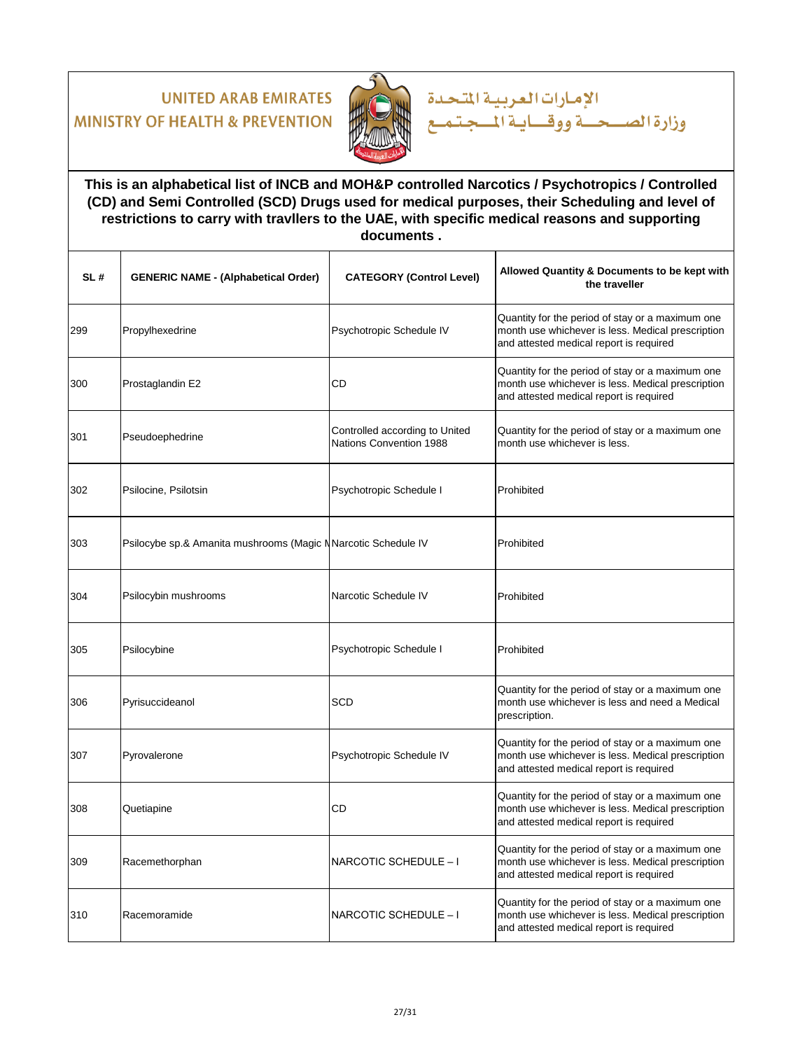UNITED ARAB EMIRATES
MINISTRY OF HEALTH & PREVENTION

الإمارات العربية المتحدة
وزارة الصحة ووقاية المجتمع

**This is an alphabetical list of INCB and MOH&P controlled Narcotics / Psychotropics / Controlled (CD) and Semi Controlled (SCD) Drugs used for medical purposes, their Scheduling and level of restrictions to carry with travllers to the UAE, with specific medical reasons and supporting documents .**

| SL # | GENERIC NAME - (Alphabetical Order) | CATEGORY (Control Level) | Allowed Quantity & Documents to be kept with the traveller |
|---|---|---|---|
| 299 | Propylhexedrine | Psychotropic Schedule IV | Quantity for the period of stay or a maximum one month use whichever is less. Medical prescription and attested medical report is required |
| 300 | Prostaglandin E2 | CD | Quantity for the period of stay or a maximum one month use whichever is less. Medical prescription and attested medical report is required |
| 301 | Pseudoephedrine | Controlled according to United Nations Convention 1988 | Quantity for the period of stay or a maximum one month use whichever is less. |
| 302 | Psilocine, Psilotsin | Psychotropic Schedule I | Prohibited |
| 303 | Psilocybe sp.& Amanita mushrooms (Magic M | Narcotic Schedule IV | Prohibited |
| 304 | Psilocybin mushrooms | Narcotic Schedule IV | Prohibited |
| 305 | Psilocybine | Psychotropic Schedule I | Prohibited |
| 306 | Pyrisuccideanol | SCD | Quantity for the period of stay or a maximum one month use whichever is less and need a Medical prescription. |
| 307 | Pyrovalerone | Psychotropic Schedule IV | Quantity for the period of stay or a maximum one month use whichever is less. Medical prescription and attested medical report is required |
| 308 | Quetiapine | CD | Quantity for the period of stay or a maximum one month use whichever is less. Medical prescription and attested medical report is required |
| 309 | Racemethorphan | NARCOTIC SCHEDULE – I | Quantity for the period of stay or a maximum one month use whichever is less. Medical prescription and attested medical report is required |
| 310 | Racemoramide | NARCOTIC SCHEDULE – I | Quantity for the period of stay or a maximum one month use whichever is less. Medical prescription and attested medical report is required |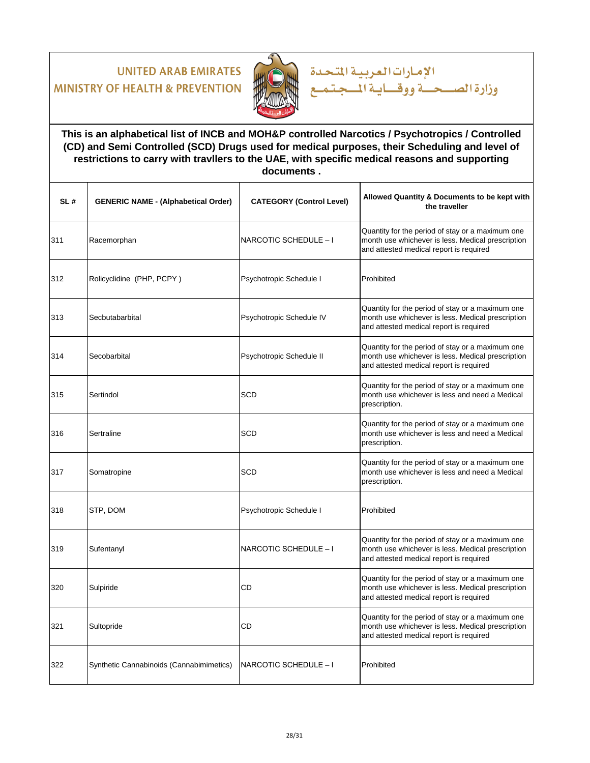UNITED ARAB EMIRATES
MINISTRY OF HEALTH & PREVENTION

الإمارات العربية المتحدة
وزارة الصحة ووقاية المجتمع

**This is an alphabetical list of INCB and MOH&P controlled Narcotics / Psychotropics / Controlled (CD) and Semi Controlled (SCD) Drugs used for medical purposes, their Scheduling and level of restrictions to carry with travllers to the UAE, with specific medical reasons and supporting documents .**

| SL # | GENERIC NAME - (Alphabetical Order) | CATEGORY (Control Level) | Allowed Quantity & Documents to be kept with the traveller |
|---|---|---|---|
| 311 | Racemorphan | NARCOTIC SCHEDULE – I | Quantity for the period of stay or a maximum one month use whichever is less. Medical prescription and attested medical report is required |
| 312 | Rolicyclidine (PHP, PCPY ) | Psychotropic Schedule I | Prohibited |
| 313 | Secbutabarbital | Psychotropic Schedule IV | Quantity for the period of stay or a maximum one month use whichever is less. Medical prescription and attested medical report is required |
| 314 | Secobarbital | Psychotropic Schedule II | Quantity for the period of stay or a maximum one month use whichever is less. Medical prescription and attested medical report is required |
| 315 | Sertindol | SCD | Quantity for the period of stay or a maximum one month use whichever is less and need a Medical prescription. |
| 316 | Sertraline | SCD | Quantity for the period of stay or a maximum one month use whichever is less and need a Medical prescription. |
| 317 | Somatropine | SCD | Quantity for the period of stay or a maximum one month use whichever is less and need a Medical prescription. |
| 318 | STP, DOM | Psychotropic Schedule I | Prohibited |
| 319 | Sufentanyl | NARCOTIC SCHEDULE – I | Quantity for the period of stay or a maximum one month use whichever is less. Medical prescription and attested medical report is required |
| 320 | Sulpiride | CD | Quantity for the period of stay or a maximum one month use whichever is less. Medical prescription and attested medical report is required |
| 321 | Sultopride | CD | Quantity for the period of stay or a maximum one month use whichever is less. Medical prescription and attested medical report is required |
| 322 | Synthetic Cannabinoids (Cannabimimetics) | NARCOTIC SCHEDULE – I | Prohibited |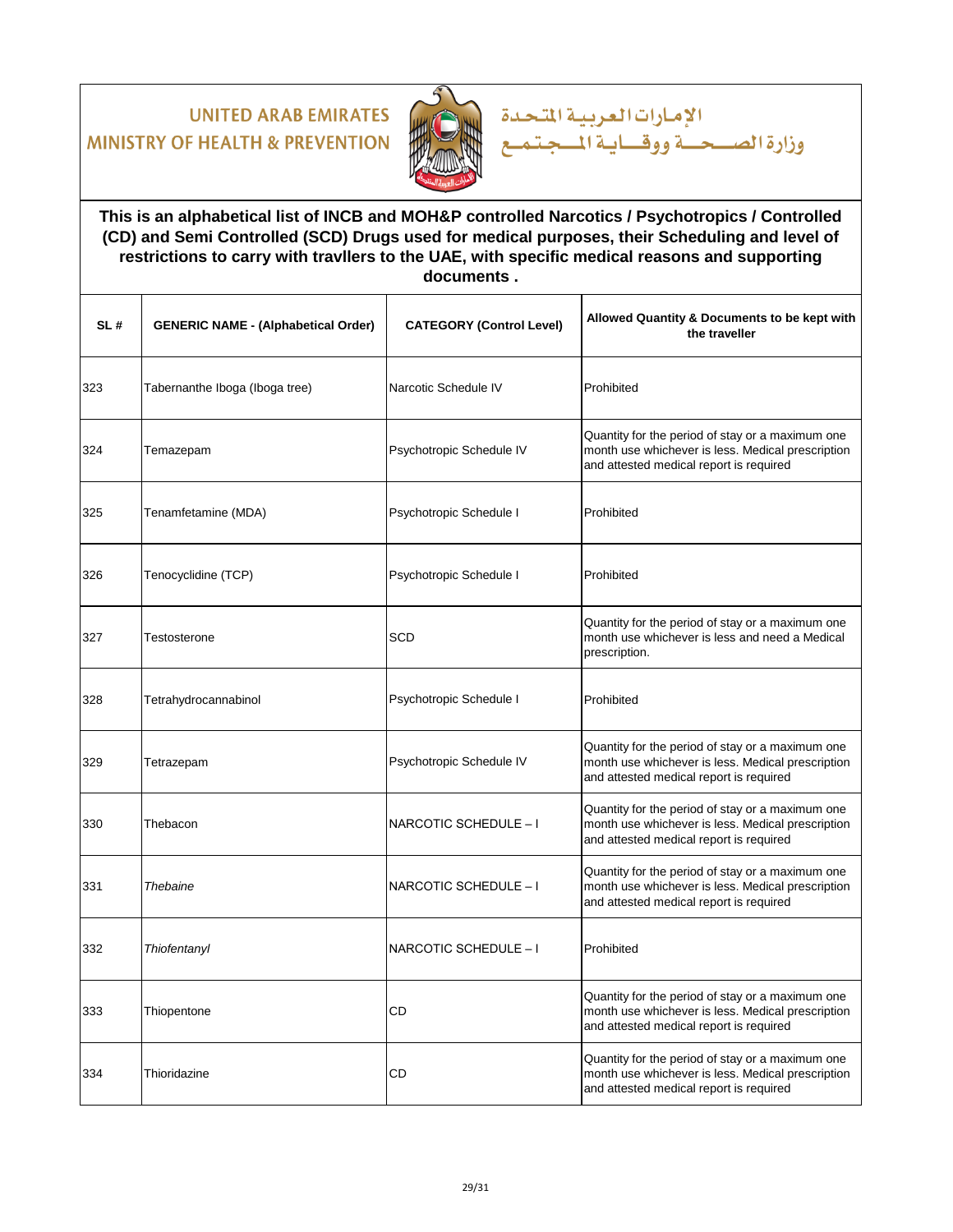UNITED ARAB EMIRATES
MINISTRY OF HEALTH & PREVENTION

الإمارات العربية المتحدة
وزارة الصحة ووقاية المجتمع

**This is an alphabetical list of INCB and MOH&P controlled Narcotics / Psychotropics / Controlled (CD) and Semi Controlled (SCD) Drugs used for medical purposes, their Scheduling and level of restrictions to carry with travllers to the UAE, with specific medical reasons and supporting documents .**

| SL # | GENERIC NAME - (Alphabetical Order) | CATEGORY (Control Level) | Allowed Quantity & Documents to be kept with the traveller |
|---|---|---|---|
| 323 | Tabernanthe Iboga (Iboga tree) | Narcotic Schedule IV | Prohibited |
| 324 | Temazepam | Psychotropic Schedule IV | Quantity for the period of stay or a maximum one month use whichever is less. Medical prescription and attested medical report is required |
| 325 | Tenamfetamine (MDA) | Psychotropic Schedule I | Prohibited |
| 326 | Tenocyclidine (TCP) | Psychotropic Schedule I | Prohibited |
| 327 | Testosterone | SCD | Quantity for the period of stay or a maximum one month use whichever is less and need a Medical prescription. |
| 328 | Tetrahydrocannabinol | Psychotropic Schedule I | Prohibited |
| 329 | Tetrazepam | Psychotropic Schedule IV | Quantity for the period of stay or a maximum one month use whichever is less. Medical prescription and attested medical report is required |
| 330 | Thebacon | NARCOTIC SCHEDULE – I | Quantity for the period of stay or a maximum one month use whichever is less. Medical prescription and attested medical report is required |
| 331 | *Thebaine* | NARCOTIC SCHEDULE – I | Quantity for the period of stay or a maximum one month use whichever is less. Medical prescription and attested medical report is required |
| 332 | *Thiofentanyl* | NARCOTIC SCHEDULE – I | Prohibited |
| 333 | Thiopentone | CD | Quantity for the period of stay or a maximum one month use whichever is less. Medical prescription and attested medical report is required |
| 334 | Thioridazine | CD | Quantity for the period of stay or a maximum one month use whichever is less. Medical prescription and attested medical report is required |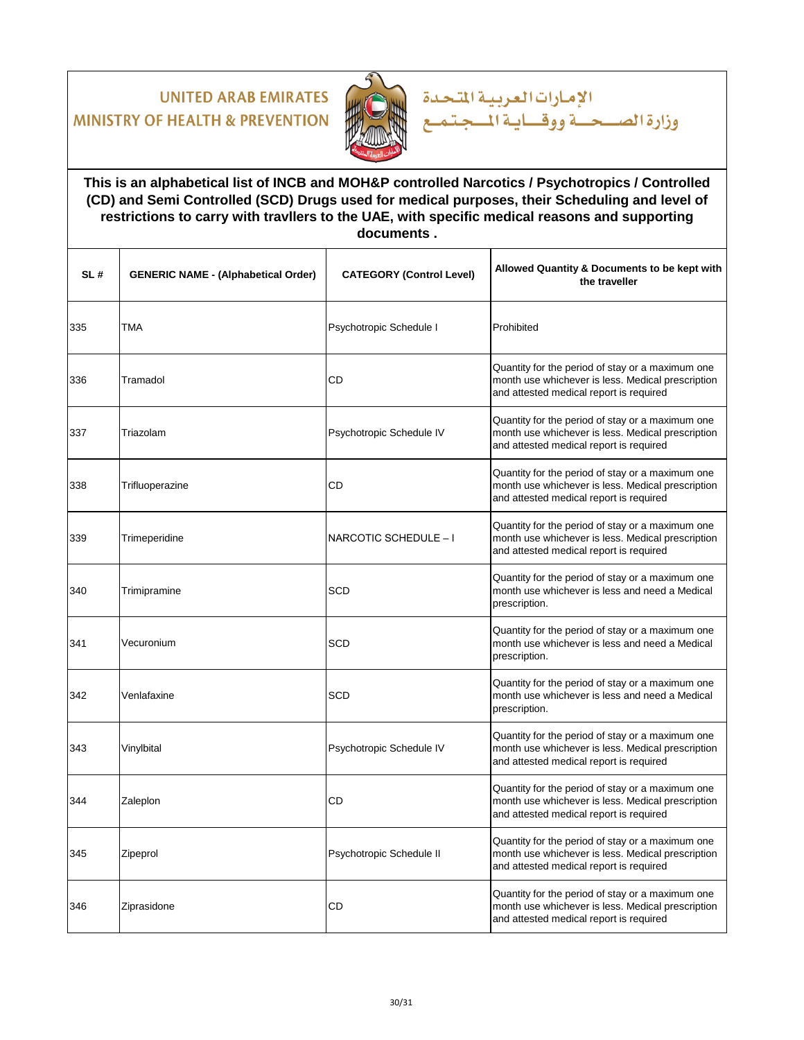UNITED ARAB EMIRATES
MINISTRY OF HEALTH & PREVENTION

الإمارات العربية المتحدة
وزارة الصحة ووقاية المجتمع

**This is an alphabetical list of INCB and MOH&P controlled Narcotics / Psychotropics / Controlled (CD) and Semi Controlled (SCD) Drugs used for medical purposes, their Scheduling and level of restrictions to carry with travllers to the UAE, with specific medical reasons and supporting documents .**

| SL # | GENERIC NAME - (Alphabetical Order) | CATEGORY (Control Level) | Allowed Quantity & Documents to be kept with the traveller |
|---|---|---|---|
| 335 | TMA | Psychotropic Schedule I | Prohibited |
| 336 | Tramadol | CD | Quantity for the period of stay or a maximum one month use whichever is less. Medical prescription and attested medical report is required |
| 337 | Triazolam | Psychotropic Schedule IV | Quantity for the period of stay or a maximum one month use whichever is less. Medical prescription and attested medical report is required |
| 338 | Trifluoperazine | CD | Quantity for the period of stay or a maximum one month use whichever is less. Medical prescription and attested medical report is required |
| 339 | Trimeperidine | NARCOTIC SCHEDULE – I | Quantity for the period of stay or a maximum one month use whichever is less. Medical prescription and attested medical report is required |
| 340 | Trimipramine | SCD | Quantity for the period of stay or a maximum one month use whichever is less and need a Medical prescription. |
| 341 | Vecuronium | SCD | Quantity for the period of stay or a maximum one month use whichever is less and need a Medical prescription. |
| 342 | Venlafaxine | SCD | Quantity for the period of stay or a maximum one month use whichever is less and need a Medical prescription. |
| 343 | Vinylbital | Psychotropic Schedule IV | Quantity for the period of stay or a maximum one month use whichever is less. Medical prescription and attested medical report is required |
| 344 | Zaleplon | CD | Quantity for the period of stay or a maximum one month use whichever is less. Medical prescription and attested medical report is required |
| 345 | Zipeprol | Psychotropic Schedule II | Quantity for the period of stay or a maximum one month use whichever is less. Medical prescription and attested medical report is required |
| 346 | Ziprasidone | CD | Quantity for the period of stay or a maximum one month use whichever is less. Medical prescription and attested medical report is required |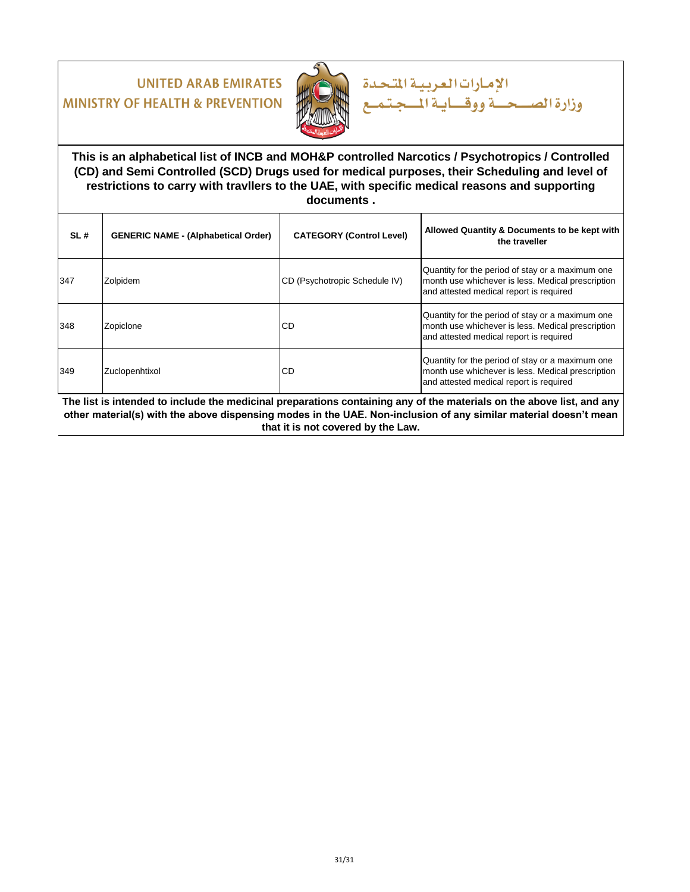UNITED ARAB EMIRATES
MINISTRY OF HEALTH & PREVENTION

الإمارات العربية المتحدة
وزارة الصحة ووقاية المجتمع

**This is an alphabetical list of INCB and MOH&P controlled Narcotics / Psychotropics / Controlled (CD) and Semi Controlled (SCD) Drugs used for medical purposes, their Scheduling and level of restrictions to carry with travllers to the UAE, with specific medical reasons and supporting documents .**

| SL # | GENERIC NAME - (Alphabetical Order) | CATEGORY (Control Level) | Allowed Quantity & Documents to be kept with the traveller |
|---|---|---|---|
| 347 | Zolpidem | CD (Psychotropic Schedule IV) | Quantity for the period of stay or a maximum one month use whichever is less. Medical prescription and attested medical report is required |
| 348 | Zopiclone | CD | Quantity for the period of stay or a maximum one month use whichever is less. Medical prescription and attested medical report is required |
| 349 | Zuclopenhtixol | CD | Quantity for the period of stay or a maximum one month use whichever is less. Medical prescription and attested medical report is required |

**The list is intended to include the medicinal preparations containing any of the materials on the above list, and any other material(s) with the above dispensing modes in the UAE. Non-inclusion of any similar material doesn't mean that it is not covered by the Law.**